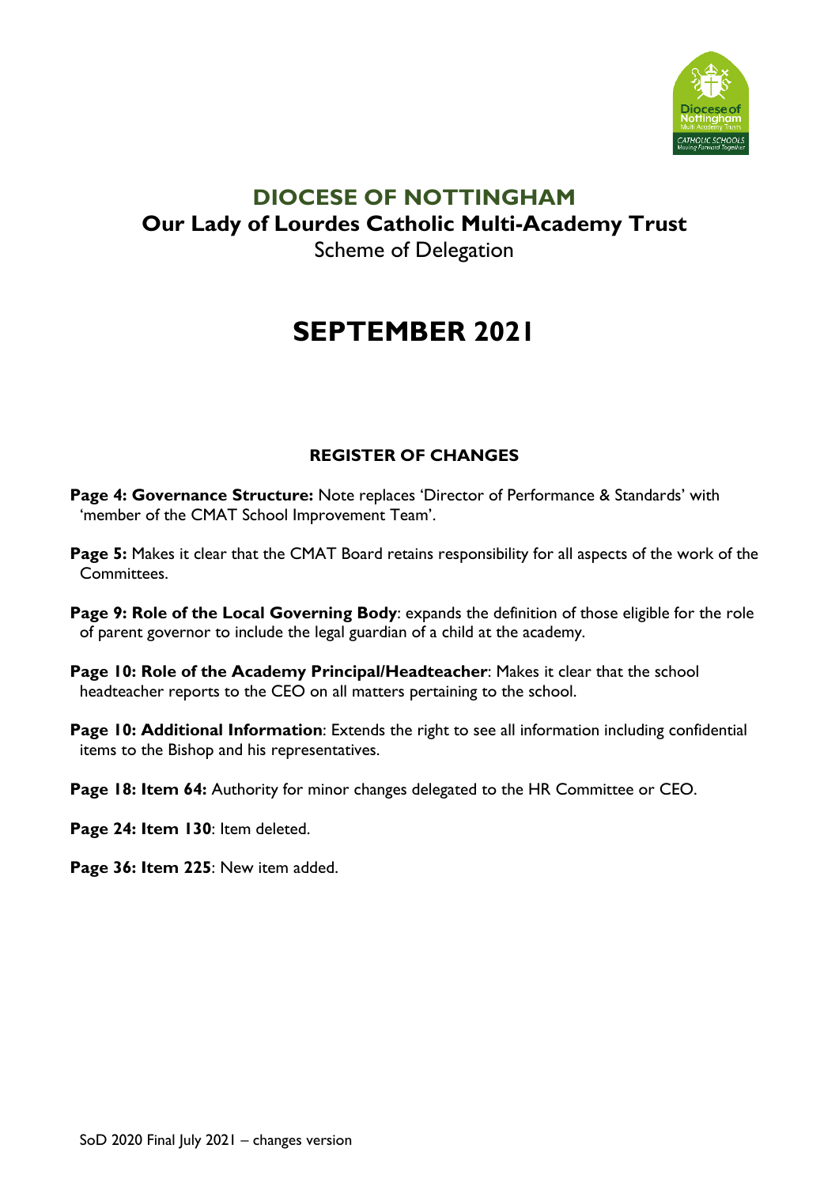# DIOCESE OF NOTTINGHAM

## Our Lady of Lourdes Catholic Multi-Academy Trust

Scheme of Delegation

# SEPTEMBER 2021

### REGISTER OF CHANGES

**Page 4: Governance Structure:** Note replaces 'Director of Performance & Standards' with 'member of the CMAT School Improvement Team'.

**Page 5:** Makes it clear that the CMAT Board retains responsibility for all aspects of the work of the Committees.

**Page 9: Role of the Local Governing Body**: expands the definition of those eligible for the role of parent governor to include the legal guardian of a child at the academy.

**Page 10: Role of the Academy Principal/Headteacher**: Makes it clear that the school headteacher reports to the CEO on all matters pertaining to the school.

**Page 10: Additional Information**: Extends the right to see all information including confidential items to the Bishop and his representatives.

**Page 18: Item 64:** Authority for minor changes delegated to the HR Committee or CEO.

**Page 24: Item 130**: Item deleted.

**Page 36: Item 225**: New item added.

SoD 2020 Final July 2021 – changes version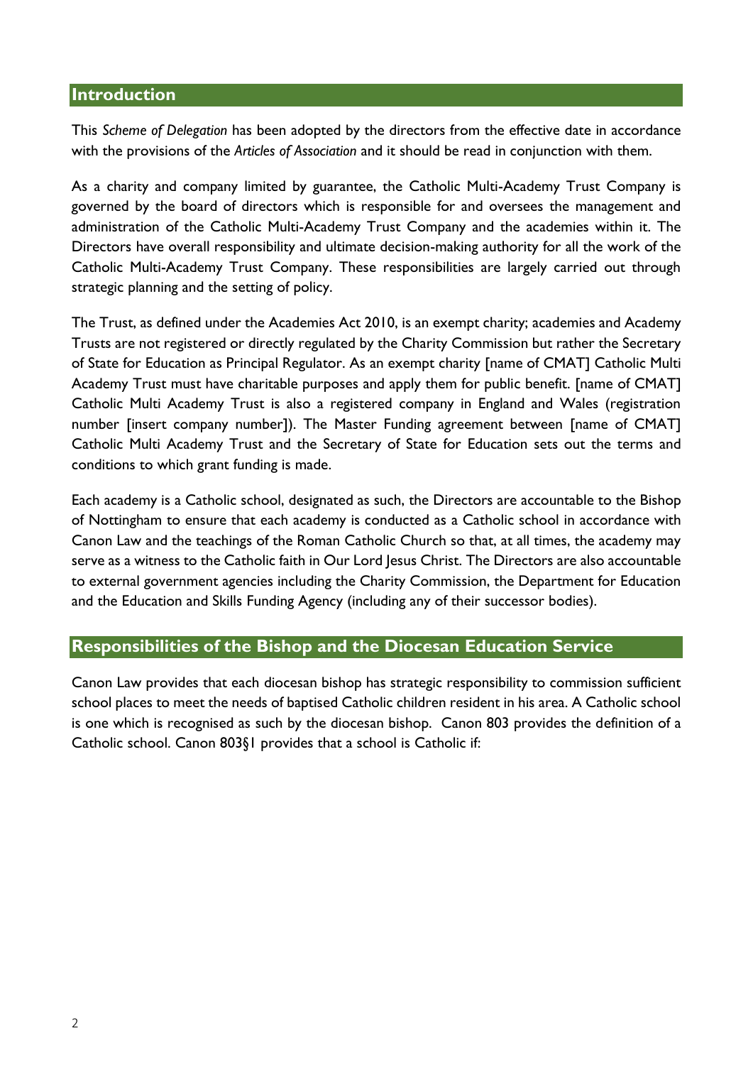## Introduction

This *Scheme of Delegation* has been adopted by the directors from the effective date in accordance with the provisions of the *Articles of Association* and it should be read in conjunction with them.

As a charity and company limited by guarantee, the Catholic Multi-Academy Trust Company is governed by the board of directors which is responsible for and oversees the management and administration of the Catholic Multi-Academy Trust Company and the academies within it. The Directors have overall responsibility and ultimate decision-making authority for all the work of the Catholic Multi-Academy Trust Company. These responsibilities are largely carried out through strategic planning and the setting of policy.

The Trust, as defined under the Academies Act 2010, is an exempt charity; academies and Academy Trusts are not registered or directly regulated by the Charity Commission but rather the Secretary of State for Education as Principal Regulator. As an exempt charity [name of CMAT] Catholic Multi Academy Trust must have charitable purposes and apply them for public benefit. [name of CMAT] Catholic Multi Academy Trust is also a registered company in England and Wales (registration number [insert company number]). The Master Funding agreement between [name of CMAT] Catholic Multi Academy Trust and the Secretary of State for Education sets out the terms and conditions to which grant funding is made.

Each academy is a Catholic school, designated as such, the Directors are accountable to the Bishop of Nottingham to ensure that each academy is conducted as a Catholic school in accordance with Canon Law and the teachings of the Roman Catholic Church so that, at all times, the academy may serve as a witness to the Catholic faith in Our Lord Jesus Christ. The Directors are also accountable to external government agencies including the Charity Commission, the Department for Education and the Education and Skills Funding Agency (including any of their successor bodies).

## Responsibilities of the Bishop and the Diocesan Education Service

Canon Law provides that each diocesan bishop has strategic responsibility to commission sufficient school places to meet the needs of baptised Catholic children resident in his area. A Catholic school is one which is recognised as such by the diocesan bishop. Canon 803 provides the definition of a Catholic school. Canon 803§1 provides that a school is Catholic if: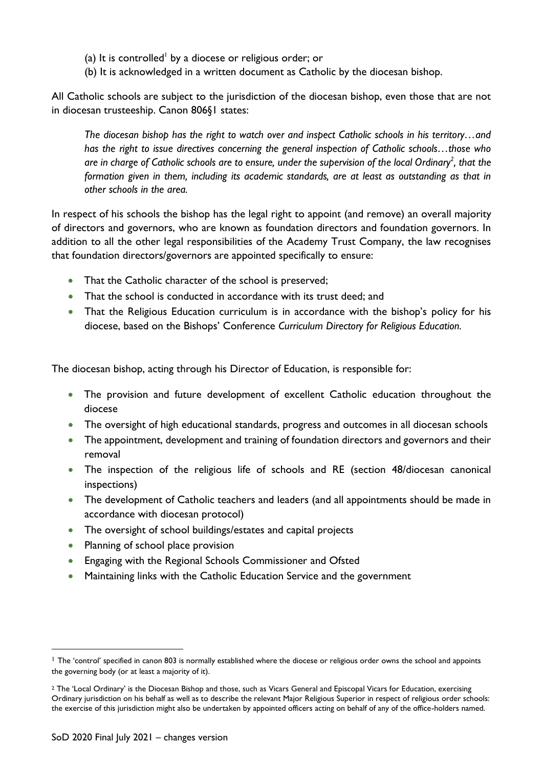(a) It is controlled[1] by a diocese or religious order; or
(b) It is acknowledged in a written document as Catholic by the diocesan bishop.

All Catholic schools are subject to the jurisdiction of the diocesan bishop, even those that are not in diocesan trusteeship. Canon 806§1 states:

> *The diocesan bishop has the right to watch over and inspect Catholic schools in his territory…and has the right to issue directives concerning the general inspection of Catholic schools…those who are in charge of Catholic schools are to ensure, under the supervision of the local Ordinary[2], that the formation given in them, including its academic standards, are at least as outstanding as that in other schools in the area.*

In respect of his schools the bishop has the legal right to appoint (and remove) an overall majority of directors and governors, who are known as foundation directors and foundation governors. In addition to all the other legal responsibilities of the Academy Trust Company, the law recognises that foundation directors/governors are appointed specifically to ensure:

- That the Catholic character of the school is preserved;
- That the school is conducted in accordance with its trust deed; and
- That the Religious Education curriculum is in accordance with the bishop's policy for his diocese, based on the Bishops' Conference *Curriculum Directory for Religious Education.*

The diocesan bishop, acting through his Director of Education, is responsible for:

- The provision and future development of excellent Catholic education throughout the diocese
- The oversight of high educational standards, progress and outcomes in all diocesan schools
- The appointment, development and training of foundation directors and governors and their removal
- The inspection of the religious life of schools and RE (section 48/diocesan canonical inspections)
- The development of Catholic teachers and leaders (and all appointments should be made in accordance with diocesan protocol)
- The oversight of school buildings/estates and capital projects
- Planning of school place provision
- Engaging with the Regional Schools Commissioner and Ofsted
- Maintaining links with the Catholic Education Service and the government

---

[1] The 'control' specified in canon 803 is normally established where the diocese or religious order owns the school and appoints the governing body (or at least a majority of it).

[2] The 'Local Ordinary' is the Diocesan Bishop and those, such as Vicars General and Episcopal Vicars for Education, exercising Ordinary jurisdiction on his behalf as well as to describe the relevant Major Religious Superior in respect of religious order schools: the exercise of this jurisdiction might also be undertaken by appointed officers acting on behalf of any of the office-holders named.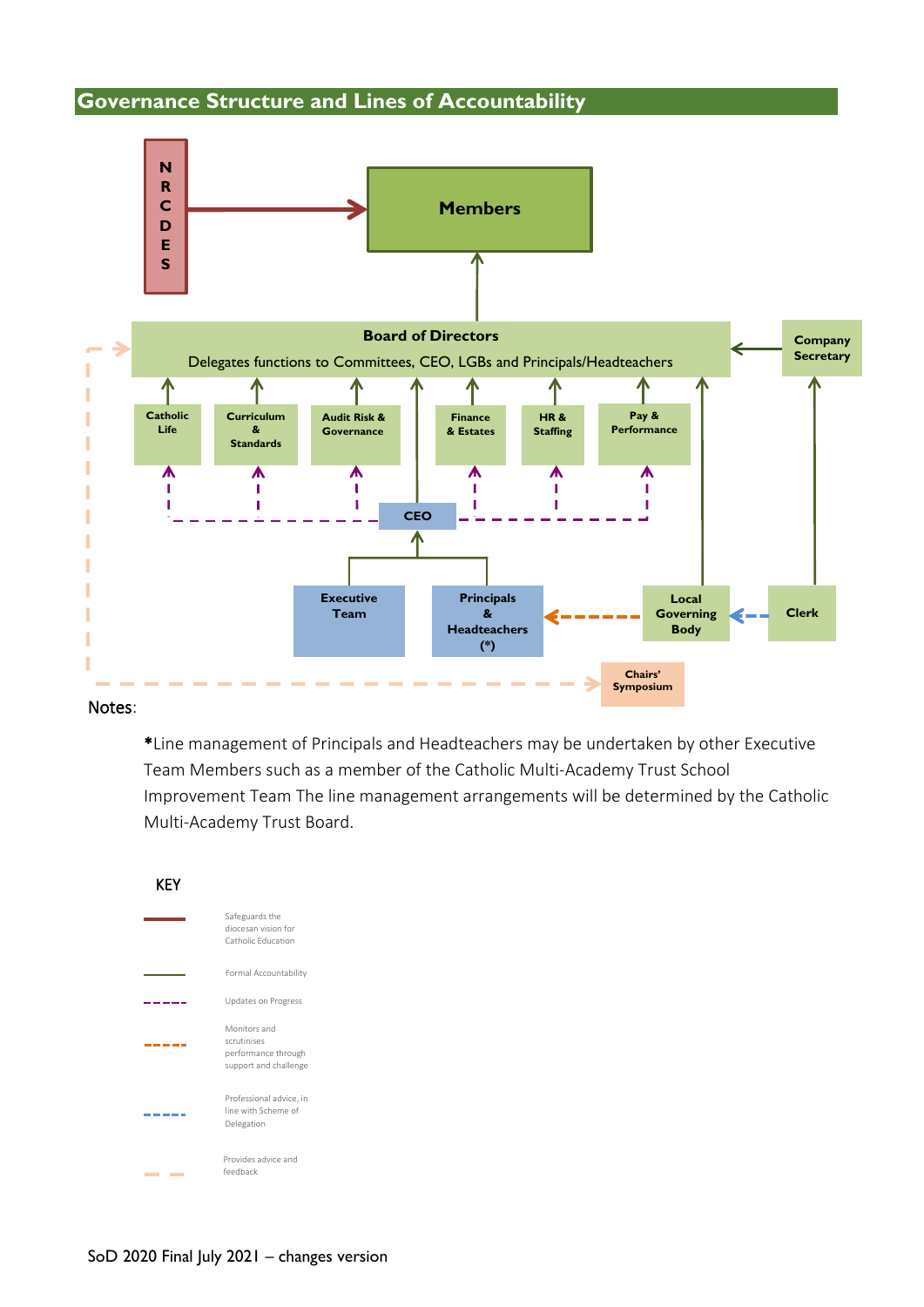## Governance Structure and Lines of Accountability

NRCDES

Members

Board of Directors

Delegates functions to Committees, CEO, LGBs and Principals/Headteachers

Company Secretary

Catholic Life

Curriculum & Standards

Audit Risk & Governance

Finance & Estates

HR & Staffing

Pay & Performance

CEO

Executive Team

Principals & Headteachers (*)

Local Governing Body

Clerk

Chairs' Symposium

Notes:

*Line management of Principals and Headteachers may be undertaken by other Executive Team Members such as a member of the Catholic Multi-Academy Trust School Improvement Team The line management arrangements will be determined by the Catholic Multi-Academy Trust Board.

KEY

- Safeguards the diocesan vision for Catholic Education
- Formal Accountability
- Updates on Progress
- Monitors and scrutinises performance through support and challenge
- Professional advice, in line with Scheme of Delegation
- Provides advice and feedback

SoD 2020 Final July 2021 – changes version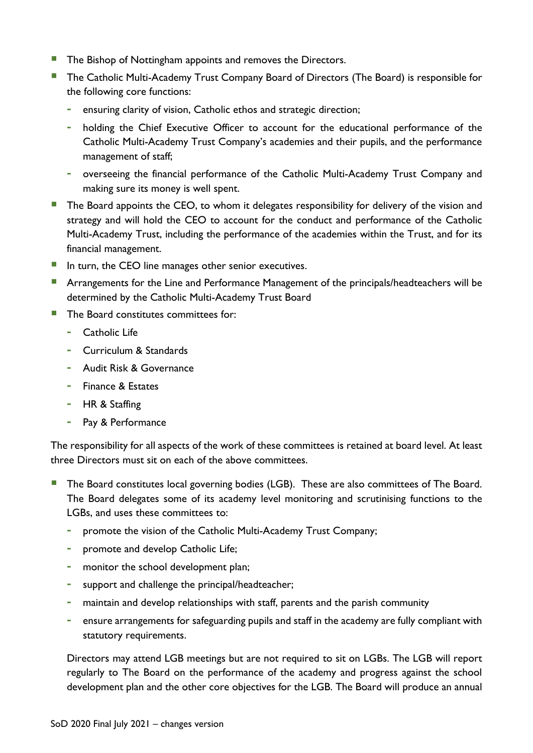- The Bishop of Nottingham appoints and removes the Directors.
- The Catholic Multi-Academy Trust Company Board of Directors (The Board) is responsible for the following core functions:
  - ensuring clarity of vision, Catholic ethos and strategic direction;
  - holding the Chief Executive Officer to account for the educational performance of the Catholic Multi-Academy Trust Company's academies and their pupils, and the performance management of staff;
  - overseeing the financial performance of the Catholic Multi-Academy Trust Company and making sure its money is well spent.
- The Board appoints the CEO, to whom it delegates responsibility for delivery of the vision and strategy and will hold the CEO to account for the conduct and performance of the Catholic Multi-Academy Trust, including the performance of the academies within the Trust, and for its financial management.
- In turn, the CEO line manages other senior executives.
- Arrangements for the Line and Performance Management of the principals/headteachers will be determined by the Catholic Multi-Academy Trust Board
- The Board constitutes committees for:
  - Catholic Life
  - Curriculum & Standards
  - Audit Risk & Governance
  - Finance & Estates
  - HR & Staffing
  - Pay & Performance

The responsibility for all aspects of the work of these committees is retained at board level. At least three Directors must sit on each of the above committees.

- The Board constitutes local governing bodies (LGB). These are also committees of The Board. The Board delegates some of its academy level monitoring and scrutinising functions to the LGBs, and uses these committees to:
  - promote the vision of the Catholic Multi-Academy Trust Company;
  - promote and develop Catholic Life;
  - monitor the school development plan;
  - support and challenge the principal/headteacher;
  - maintain and develop relationships with staff, parents and the parish community
  - ensure arrangements for safeguarding pupils and staff in the academy are fully compliant with statutory requirements.

  Directors may attend LGB meetings but are not required to sit on LGBs. The LGB will report regularly to The Board on the performance of the academy and progress against the school development plan and the other core objectives for the LGB. The Board will produce an annual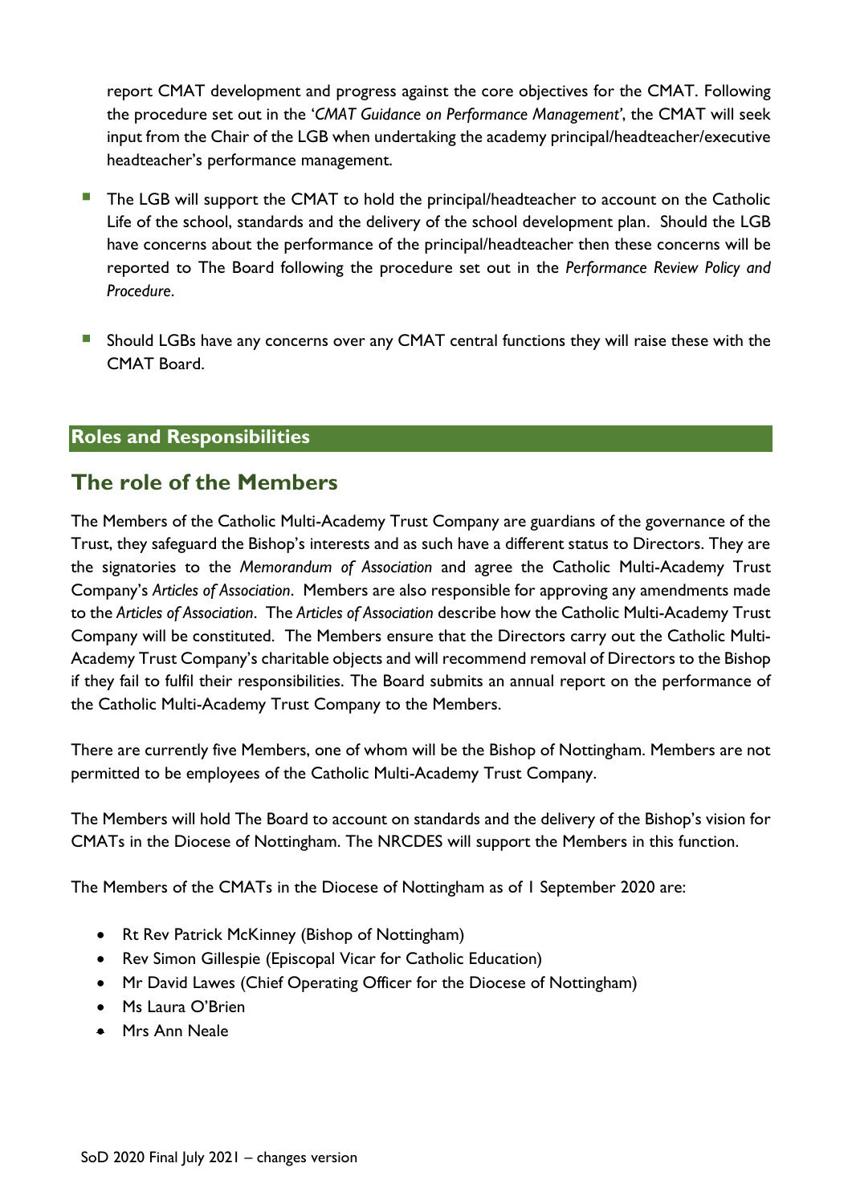report CMAT development and progress against the core objectives for the CMAT. Following the procedure set out in the '*CMAT Guidance on Performance Management*', the CMAT will seek input from the Chair of the LGB when undertaking the academy principal/headteacher/executive headteacher's performance management.

- The LGB will support the CMAT to hold the principal/headteacher to account on the Catholic Life of the school, standards and the delivery of the school development plan. Should the LGB have concerns about the performance of the principal/headteacher then these concerns will be reported to The Board following the procedure set out in the *Performance Review Policy and Procedure*.

- Should LGBs have any concerns over any CMAT central functions they will raise these with the CMAT Board.

## Roles and Responsibilities

## The role of the Members

The Members of the Catholic Multi-Academy Trust Company are guardians of the governance of the Trust, they safeguard the Bishop's interests and as such have a different status to Directors. They are the signatories to the *Memorandum of Association* and agree the Catholic Multi-Academy Trust Company's *Articles of Association*. Members are also responsible for approving any amendments made to the *Articles of Association*. The *Articles of Association* describe how the Catholic Multi-Academy Trust Company will be constituted. The Members ensure that the Directors carry out the Catholic Multi-Academy Trust Company's charitable objects and will recommend removal of Directors to the Bishop if they fail to fulfil their responsibilities. The Board submits an annual report on the performance of the Catholic Multi-Academy Trust Company to the Members.

There are currently five Members, one of whom will be the Bishop of Nottingham. Members are not permitted to be employees of the Catholic Multi-Academy Trust Company.

The Members will hold The Board to account on standards and the delivery of the Bishop's vision for CMATs in the Diocese of Nottingham. The NRCDES will support the Members in this function.

The Members of the CMATs in the Diocese of Nottingham as of 1 September 2020 are:

- Rt Rev Patrick McKinney (Bishop of Nottingham)
- Rev Simon Gillespie (Episcopal Vicar for Catholic Education)
- Mr David Lawes (Chief Operating Officer for the Diocese of Nottingham)
- Ms Laura O'Brien
- Mrs Ann Neale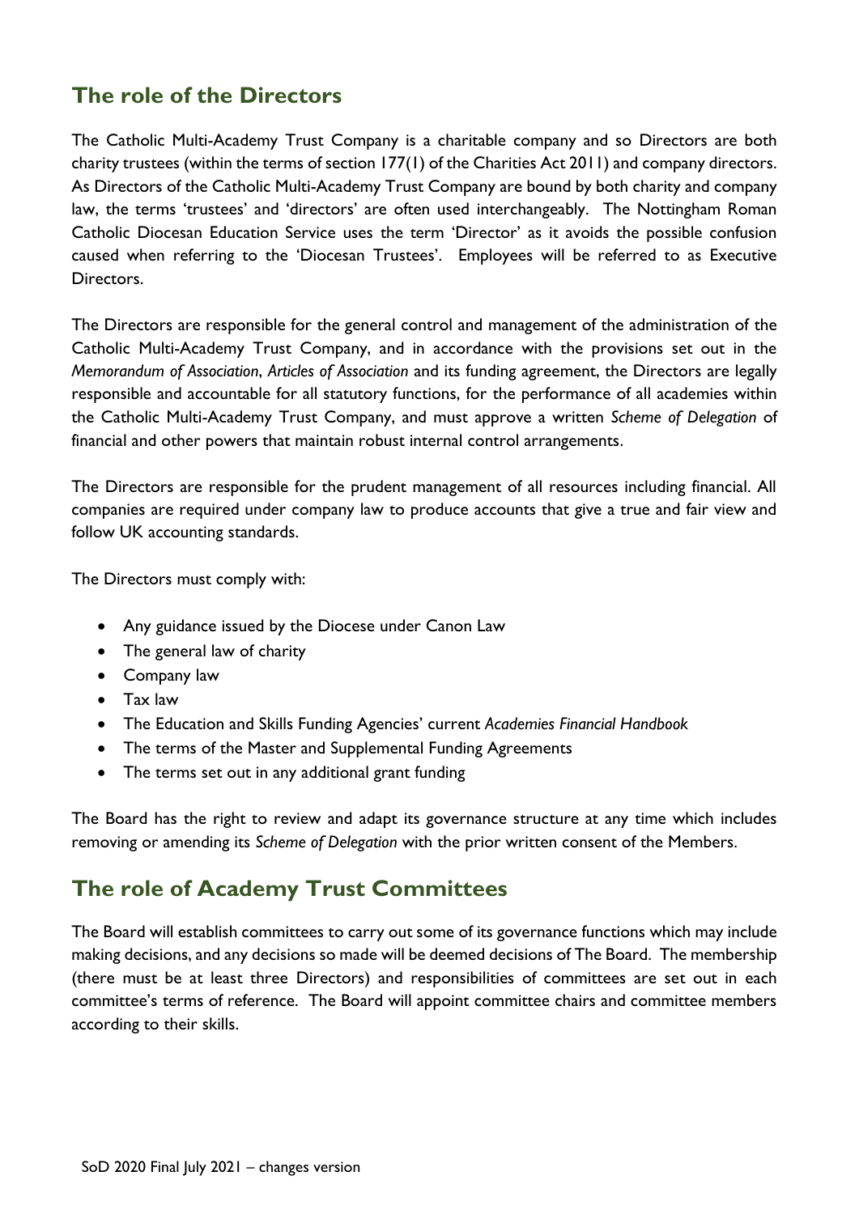## The role of the Directors

The Catholic Multi-Academy Trust Company is a charitable company and so Directors are both charity trustees (within the terms of section 177(1) of the Charities Act 2011) and company directors. As Directors of the Catholic Multi-Academy Trust Company are bound by both charity and company law, the terms 'trustees' and 'directors' are often used interchangeably. The Nottingham Roman Catholic Diocesan Education Service uses the term 'Director' as it avoids the possible confusion caused when referring to the 'Diocesan Trustees'. Employees will be referred to as Executive Directors.

The Directors are responsible for the general control and management of the administration of the Catholic Multi-Academy Trust Company, and in accordance with the provisions set out in the *Memorandum of Association*, *Articles of Association* and its funding agreement, the Directors are legally responsible and accountable for all statutory functions, for the performance of all academies within the Catholic Multi-Academy Trust Company, and must approve a written *Scheme of Delegation* of financial and other powers that maintain robust internal control arrangements.

The Directors are responsible for the prudent management of all resources including financial. All companies are required under company law to produce accounts that give a true and fair view and follow UK accounting standards.

The Directors must comply with:

- Any guidance issued by the Diocese under Canon Law
- The general law of charity
- Company law
- Tax law
- The Education and Skills Funding Agencies' current *Academies Financial Handbook*
- The terms of the Master and Supplemental Funding Agreements
- The terms set out in any additional grant funding

The Board has the right to review and adapt its governance structure at any time which includes removing or amending its *Scheme of Delegation* with the prior written consent of the Members.

## The role of Academy Trust Committees

The Board will establish committees to carry out some of its governance functions which may include making decisions, and any decisions so made will be deemed decisions of The Board. The membership (there must be at least three Directors) and responsibilities of committees are set out in each committee's terms of reference. The Board will appoint committee chairs and committee members according to their skills.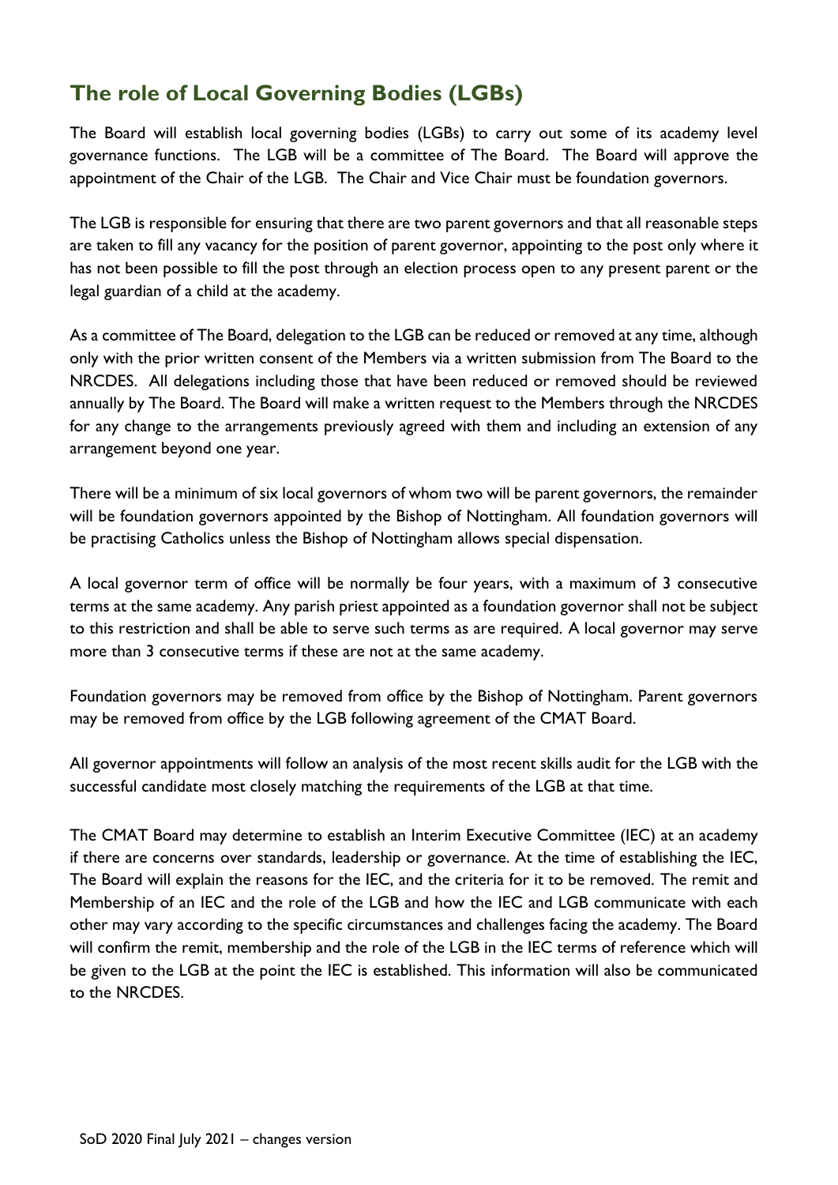## The role of Local Governing Bodies (LGBs)

The Board will establish local governing bodies (LGBs) to carry out some of its academy level governance functions. The LGB will be a committee of The Board. The Board will approve the appointment of the Chair of the LGB. The Chair and Vice Chair must be foundation governors.

The LGB is responsible for ensuring that there are two parent governors and that all reasonable steps are taken to fill any vacancy for the position of parent governor, appointing to the post only where it has not been possible to fill the post through an election process open to any present parent or the legal guardian of a child at the academy.

As a committee of The Board, delegation to the LGB can be reduced or removed at any time, although only with the prior written consent of the Members via a written submission from The Board to the NRCDES. All delegations including those that have been reduced or removed should be reviewed annually by The Board. The Board will make a written request to the Members through the NRCDES for any change to the arrangements previously agreed with them and including an extension of any arrangement beyond one year.

There will be a minimum of six local governors of whom two will be parent governors, the remainder will be foundation governors appointed by the Bishop of Nottingham. All foundation governors will be practising Catholics unless the Bishop of Nottingham allows special dispensation.

A local governor term of office will be normally be four years, with a maximum of 3 consecutive terms at the same academy. Any parish priest appointed as a foundation governor shall not be subject to this restriction and shall be able to serve such terms as are required. A local governor may serve more than 3 consecutive terms if these are not at the same academy.

Foundation governors may be removed from office by the Bishop of Nottingham. Parent governors may be removed from office by the LGB following agreement of the CMAT Board.

All governor appointments will follow an analysis of the most recent skills audit for the LGB with the successful candidate most closely matching the requirements of the LGB at that time.

The CMAT Board may determine to establish an Interim Executive Committee (IEC) at an academy if there are concerns over standards, leadership or governance. At the time of establishing the IEC, The Board will explain the reasons for the IEC, and the criteria for it to be removed. The remit and Membership of an IEC and the role of the LGB and how the IEC and LGB communicate with each other may vary according to the specific circumstances and challenges facing the academy. The Board will confirm the remit, membership and the role of the LGB in the IEC terms of reference which will be given to the LGB at the point the IEC is established. This information will also be communicated to the NRCDES.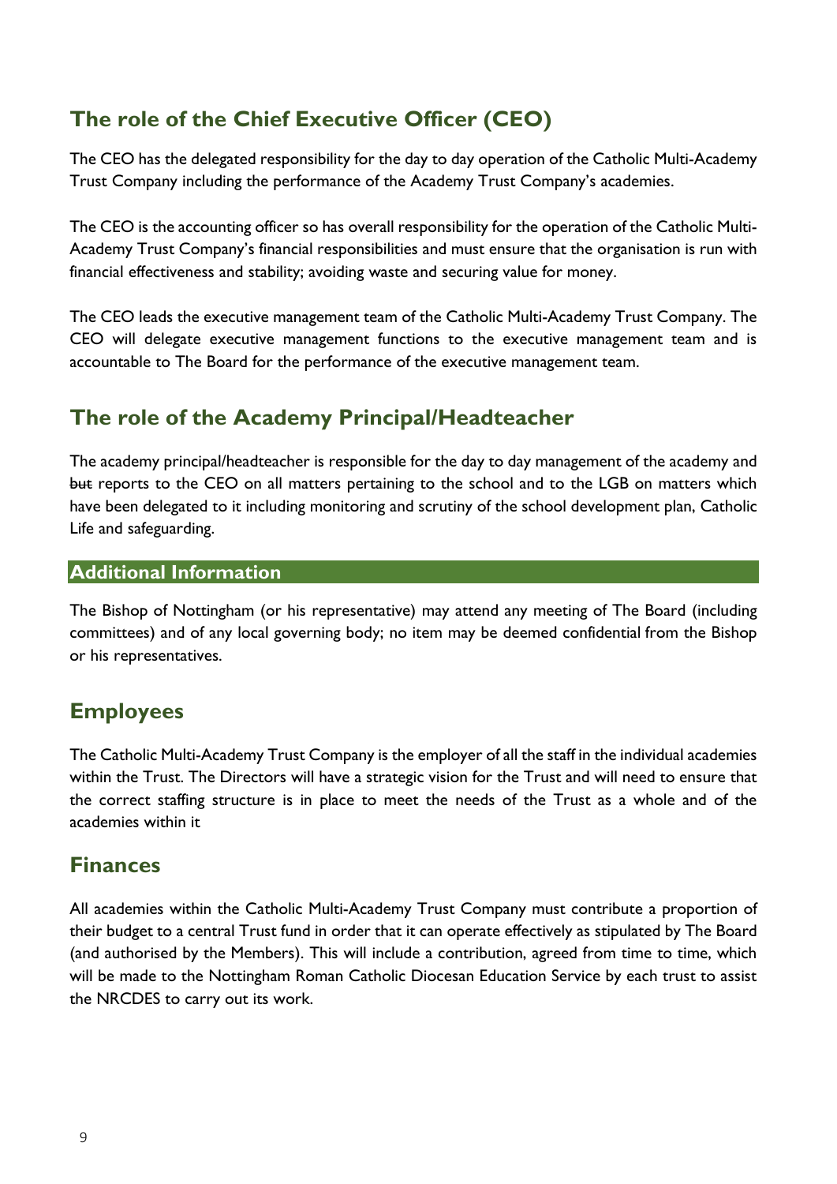## The role of the Chief Executive Officer (CEO)

The CEO has the delegated responsibility for the day to day operation of the Catholic Multi-Academy Trust Company including the performance of the Academy Trust Company's academies.

The CEO is the accounting officer so has overall responsibility for the operation of the Catholic Multi-Academy Trust Company's financial responsibilities and must ensure that the organisation is run with financial effectiveness and stability; avoiding waste and securing value for money.

The CEO leads the executive management team of the Catholic Multi-Academy Trust Company. The CEO will delegate executive management functions to the executive management team and is accountable to The Board for the performance of the executive management team.

## The role of the Academy Principal/Headteacher

The academy principal/headteacher is responsible for the day to day management of the academy and ~~but~~ reports to the CEO on all matters pertaining to the school and to the LGB on matters which have been delegated to it including monitoring and scrutiny of the school development plan, Catholic Life and safeguarding.

### Additional Information

The Bishop of Nottingham (or his representative) may attend any meeting of The Board (including committees) and of any local governing body; no item may be deemed confidential from the Bishop or his representatives.

## Employees

The Catholic Multi-Academy Trust Company is the employer of all the staff in the individual academies within the Trust. The Directors will have a strategic vision for the Trust and will need to ensure that the correct staffing structure is in place to meet the needs of the Trust as a whole and of the academies within it

## Finances

All academies within the Catholic Multi-Academy Trust Company must contribute a proportion of their budget to a central Trust fund in order that it can operate effectively as stipulated by The Board (and authorised by the Members). This will include a contribution, agreed from time to time, which will be made to the Nottingham Roman Catholic Diocesan Education Service by each trust to assist the NRCDES to carry out its work.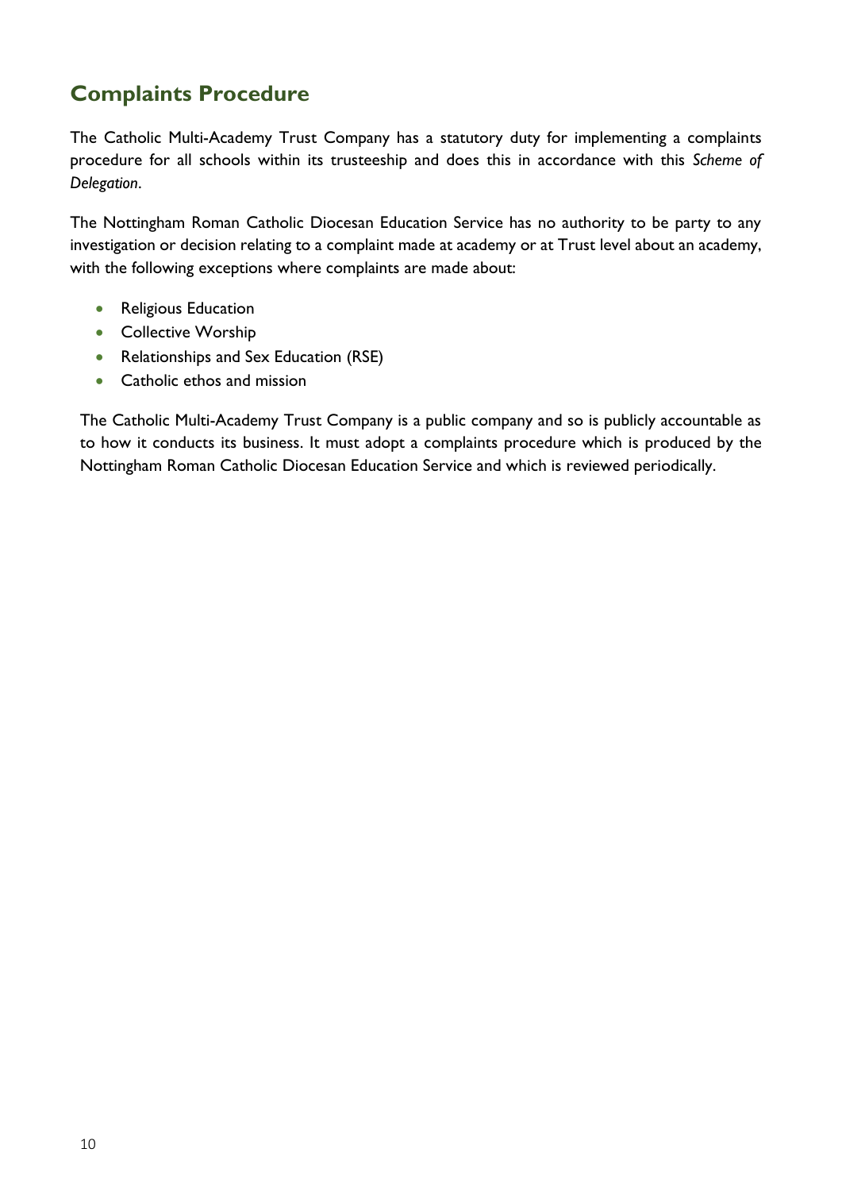## Complaints Procedure

The Catholic Multi-Academy Trust Company has a statutory duty for implementing a complaints procedure for all schools within its trusteeship and does this in accordance with this *Scheme of Delegation*.

The Nottingham Roman Catholic Diocesan Education Service has no authority to be party to any investigation or decision relating to a complaint made at academy or at Trust level about an academy, with the following exceptions where complaints are made about:

- Religious Education
- Collective Worship
- Relationships and Sex Education (RSE)
- Catholic ethos and mission

The Catholic Multi-Academy Trust Company is a public company and so is publicly accountable as to how it conducts its business. It must adopt a complaints procedure which is produced by the Nottingham Roman Catholic Diocesan Education Service and which is reviewed periodically.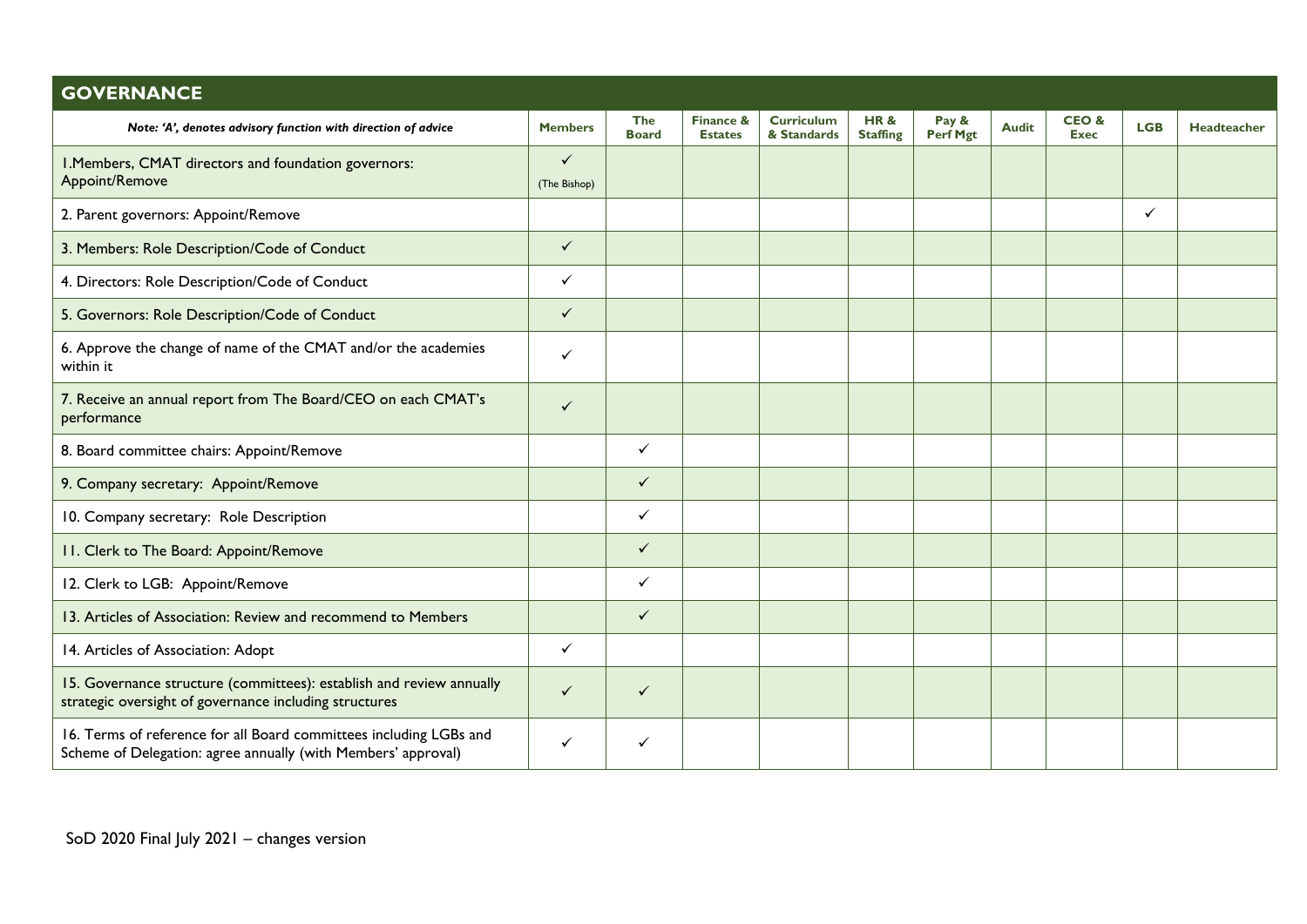## GOVERNANCE

| *Note: 'A', denotes advisory function with direction of advice* | Members | The Board | Finance & Estates | Curriculum & Standards | HR & Staffing | Pay & Perf Mgt | Audit | CEO & Exec | LGB | Headteacher |
|---|---|---|---|---|---|---|---|---|---|---|
| 1.Members, CMAT directors and foundation governors: Appoint/Remove | ✓ (The Bishop) | | | | | | | | | |
| 2. Parent governors: Appoint/Remove | | | | | | | | | ✓ | |
| 3. Members: Role Description/Code of Conduct | ✓ | | | | | | | | | |
| 4. Directors: Role Description/Code of Conduct | ✓ | | | | | | | | | |
| 5. Governors: Role Description/Code of Conduct | ✓ | | | | | | | | | |
| 6. Approve the change of name of the CMAT and/or the academies within it | ✓ | | | | | | | | | |
| 7. Receive an annual report from The Board/CEO on each CMAT's performance | ✓ | | | | | | | | | |
| 8. Board committee chairs: Appoint/Remove | | ✓ | | | | | | | | |
| 9. Company secretary: Appoint/Remove | | ✓ | | | | | | | | |
| 10. Company secretary: Role Description | | ✓ | | | | | | | | |
| 11. Clerk to The Board: Appoint/Remove | | ✓ | | | | | | | | |
| 12. Clerk to LGB: Appoint/Remove | | ✓ | | | | | | | | |
| 13. Articles of Association: Review and recommend to Members | | ✓ | | | | | | | | |
| 14. Articles of Association: Adopt | ✓ | | | | | | | | | |
| 15. Governance structure (committees): establish and review annually strategic oversight of governance including structures | ✓ | ✓ | | | | | | | | |
| 16. Terms of reference for all Board committees including LGBs and Scheme of Delegation: agree annually (with Members' approval) | ✓ | ✓ | | | | | | | | |

SoD 2020 Final July 2021 – changes version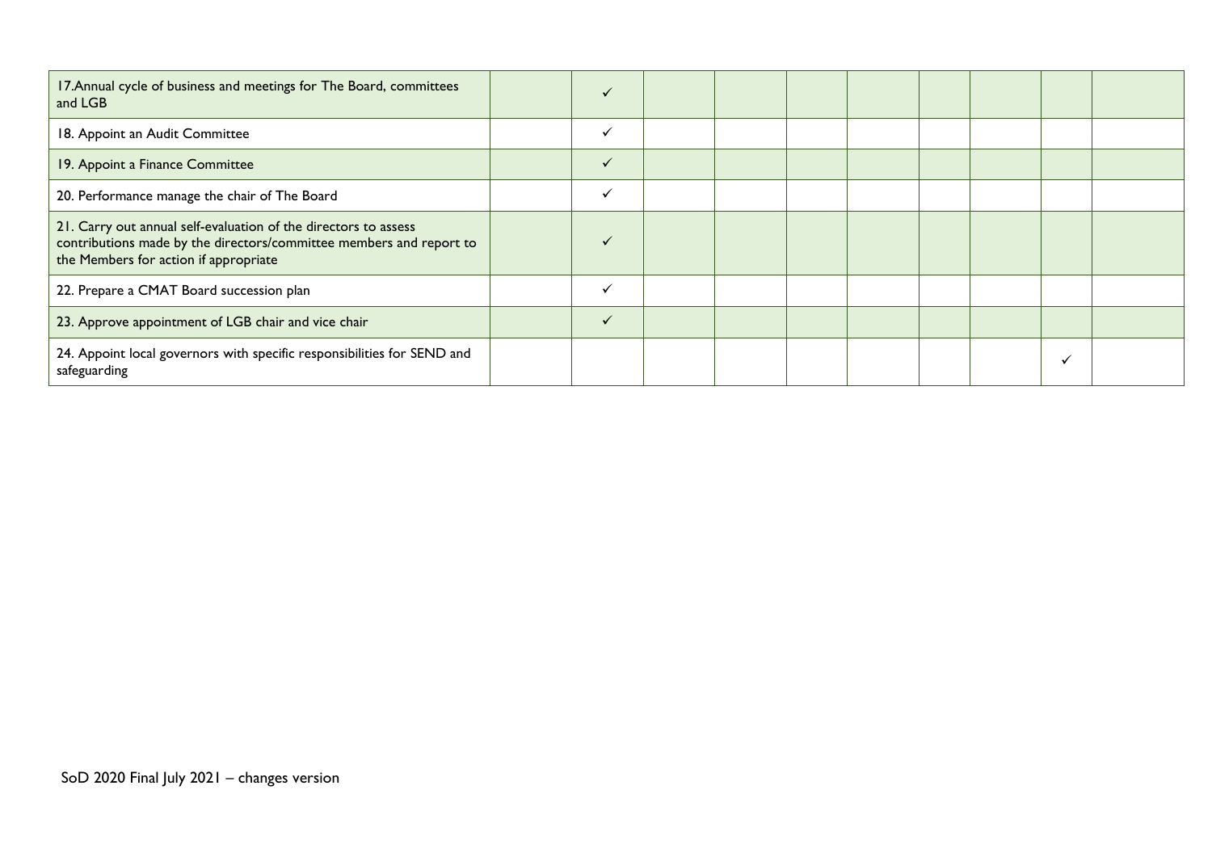| | | | | | | | | | | |
|---|---|---|---|---|---|---|---|---|---|---|
| 17.Annual cycle of business and meetings for The Board, committees and LGB | | ✓ | | | | | | | | |
| 18. Appoint an Audit Committee | | ✓ | | | | | | | | |
| 19. Appoint a Finance Committee | | ✓ | | | | | | | | |
| 20. Performance manage the chair of The Board | | ✓ | | | | | | | | |
| 21. Carry out annual self-evaluation of the directors to assess contributions made by the directors/committee members and report to the Members for action if appropriate | | ✓ | | | | | | | | |
| 22. Prepare a CMAT Board succession plan | | ✓ | | | | | | | | |
| 23. Approve appointment of LGB chair and vice chair | | ✓ | | | | | | | | |
| 24. Appoint local governors with specific responsibilities for SEND and safeguarding | | | | | | | | | ✓ | |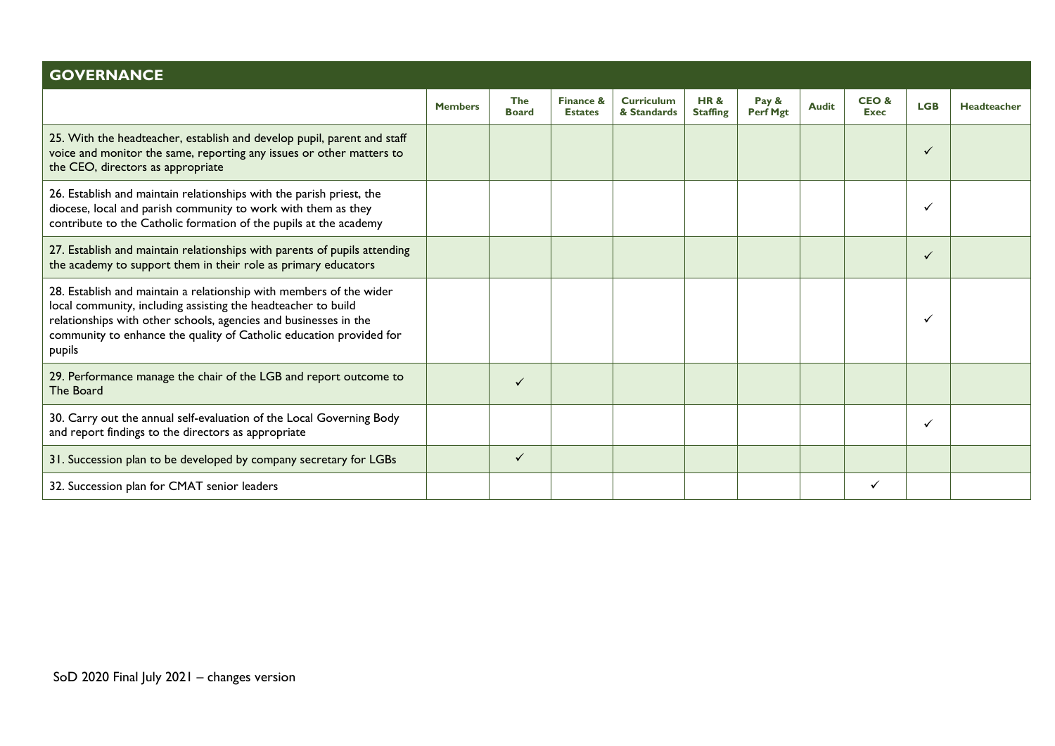## GOVERNANCE

| | Members | The Board | Finance & Estates | Curriculum & Standards | HR & Staffing | Pay & Perf Mgt | Audit | CEO & Exec | LGB | Headteacher |
|---|---|---|---|---|---|---|---|---|---|---|
| 25. With the headteacher, establish and develop pupil, parent and staff voice and monitor the same, reporting any issues or other matters to the CEO, directors as appropriate | | | | | | | | | ✓ | |
| 26. Establish and maintain relationships with the parish priest, the diocese, local and parish community to work with them as they contribute to the Catholic formation of the pupils at the academy | | | | | | | | | ✓ | |
| 27. Establish and maintain relationships with parents of pupils attending the academy to support them in their role as primary educators | | | | | | | | | ✓ | |
| 28. Establish and maintain a relationship with members of the wider local community, including assisting the headteacher to build relationships with other schools, agencies and businesses in the community to enhance the quality of Catholic education provided for pupils | | | | | | | | | ✓ | |
| 29. Performance manage the chair of the LGB and report outcome to The Board | | ✓ | | | | | | | | |
| 30. Carry out the annual self-evaluation of the Local Governing Body and report findings to the directors as appropriate | | | | | | | | | ✓ | |
| 31. Succession plan to be developed by company secretary for LGBs | | ✓ | | | | | | | | |
| 32. Succession plan for CMAT senior leaders | | | | | | | | ✓ | | |

SoD 2020 Final July 2021 – changes version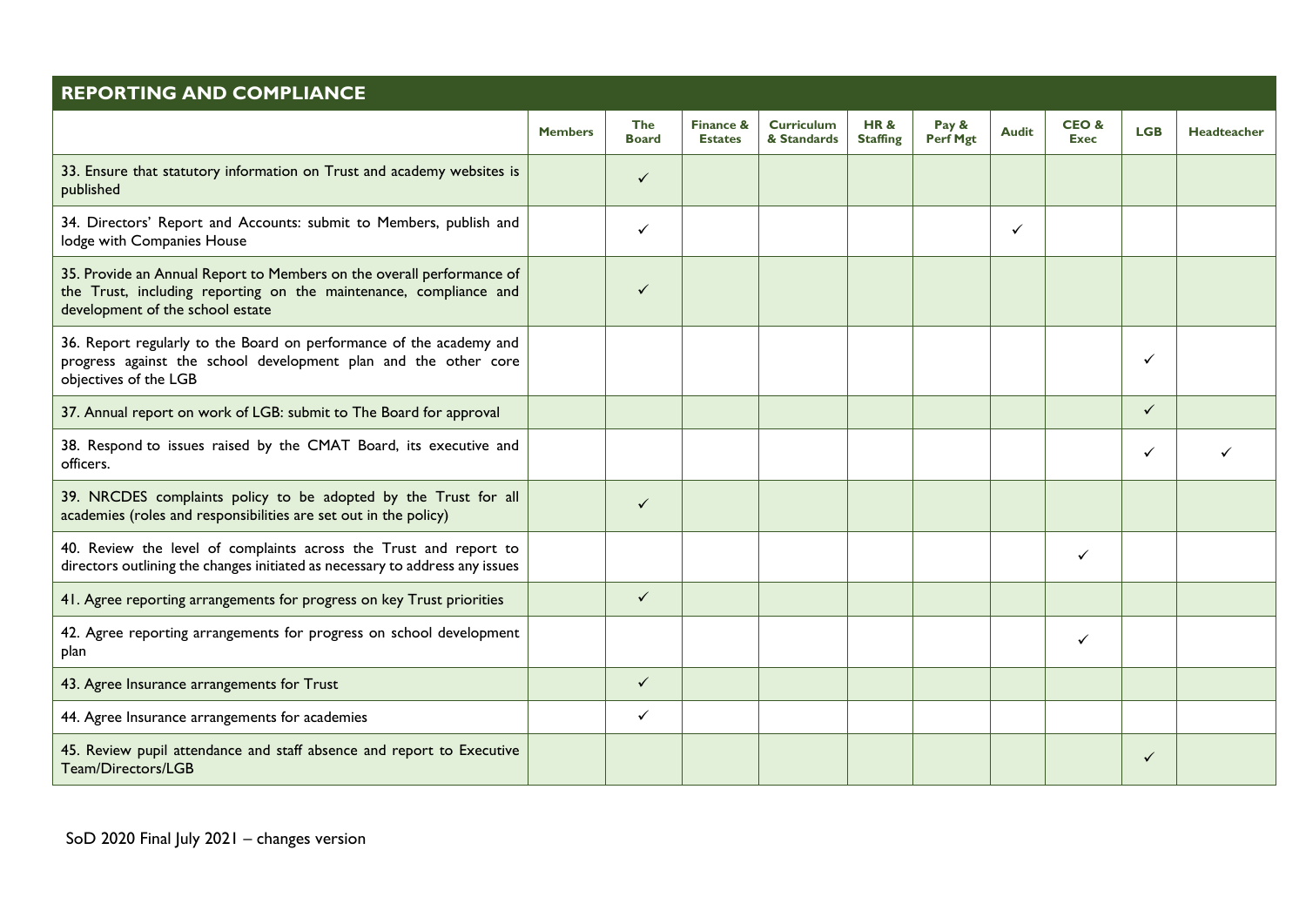## REPORTING AND COMPLIANCE

| | Members | The Board | Finance & Estates | Curriculum & Standards | HR & Staffing | Pay & Perf Mgt | Audit | CEO & Exec | LGB | Headteacher |
|---|---|---|---|---|---|---|---|---|---|---|
| 33. Ensure that statutory information on Trust and academy websites is published | | ✓ | | | | | | | | |
| 34. Directors' Report and Accounts: submit to Members, publish and lodge with Companies House | | ✓ | | | | | ✓ | | | |
| 35. Provide an Annual Report to Members on the overall performance of the Trust, including reporting on the maintenance, compliance and development of the school estate | | ✓ | | | | | | | | |
| 36. Report regularly to the Board on performance of the academy and progress against the school development plan and the other core objectives of the LGB | | | | | | | | | ✓ | |
| 37. Annual report on work of LGB: submit to The Board for approval | | | | | | | | | ✓ | |
| 38. Respond to issues raised by the CMAT Board, its executive and officers. | | | | | | | | | ✓ | ✓ |
| 39. NRCDES complaints policy to be adopted by the Trust for all academies (roles and responsibilities are set out in the policy) | | ✓ | | | | | | | | |
| 40. Review the level of complaints across the Trust and report to directors outlining the changes initiated as necessary to address any issues | | | | | | | | ✓ | | |
| 41. Agree reporting arrangements for progress on key Trust priorities | | ✓ | | | | | | | | |
| 42. Agree reporting arrangements for progress on school development plan | | | | | | | | ✓ | | |
| 43. Agree Insurance arrangements for Trust | | ✓ | | | | | | | | |
| 44. Agree Insurance arrangements for academies | | ✓ | | | | | | | | |
| 45. Review pupil attendance and staff absence and report to Executive Team/Directors/LGB | | | | | | | | | ✓ | |

SoD 2020 Final July 2021 – changes version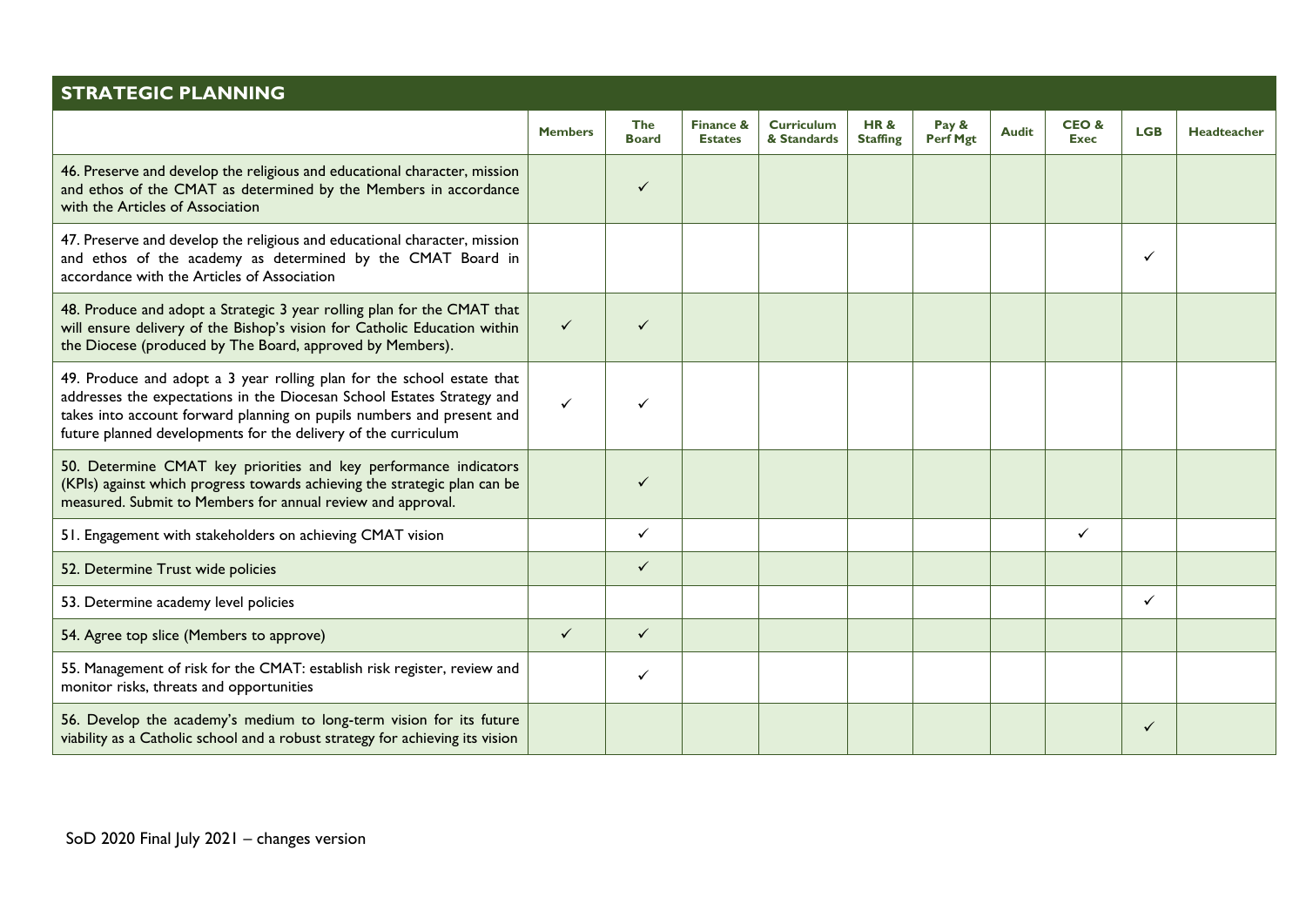## STRATEGIC PLANNING

| | Members | The Board | Finance & Estates | Curriculum & Standards | HR & Staffing | Pay & Perf Mgt | Audit | CEO & Exec | LGB | Headteacher |
|---|---|---|---|---|---|---|---|---|---|---|
| 46. Preserve and develop the religious and educational character, mission and ethos of the CMAT as determined by the Members in accordance with the Articles of Association | | ✓ | | | | | | | | |
| 47. Preserve and develop the religious and educational character, mission and ethos of the academy as determined by the CMAT Board in accordance with the Articles of Association | | | | | | | | | ✓ | |
| 48. Produce and adopt a Strategic 3 year rolling plan for the CMAT that will ensure delivery of the Bishop's vision for Catholic Education within the Diocese (produced by The Board, approved by Members). | ✓ | ✓ | | | | | | | | |
| 49. Produce and adopt a 3 year rolling plan for the school estate that addresses the expectations in the Diocesan School Estates Strategy and takes into account forward planning on pupils numbers and present and future planned developments for the delivery of the curriculum | ✓ | ✓ | | | | | | | | |
| 50. Determine CMAT key priorities and key performance indicators (KPIs) against which progress towards achieving the strategic plan can be measured. Submit to Members for annual review and approval. | | ✓ | | | | | | | | |
| 51. Engagement with stakeholders on achieving CMAT vision | | ✓ | | | | | | ✓ | | |
| 52. Determine Trust wide policies | | ✓ | | | | | | | | |
| 53. Determine academy level policies | | | | | | | | | ✓ | |
| 54. Agree top slice (Members to approve) | ✓ | ✓ | | | | | | | | |
| 55. Management of risk for the CMAT: establish risk register, review and monitor risks, threats and opportunities | | ✓ | | | | | | | | |
| 56. Develop the academy's medium to long-term vision for its future viability as a Catholic school and a robust strategy for achieving its vision | | | | | | | | | ✓ | |

SoD 2020 Final July 2021 – changes version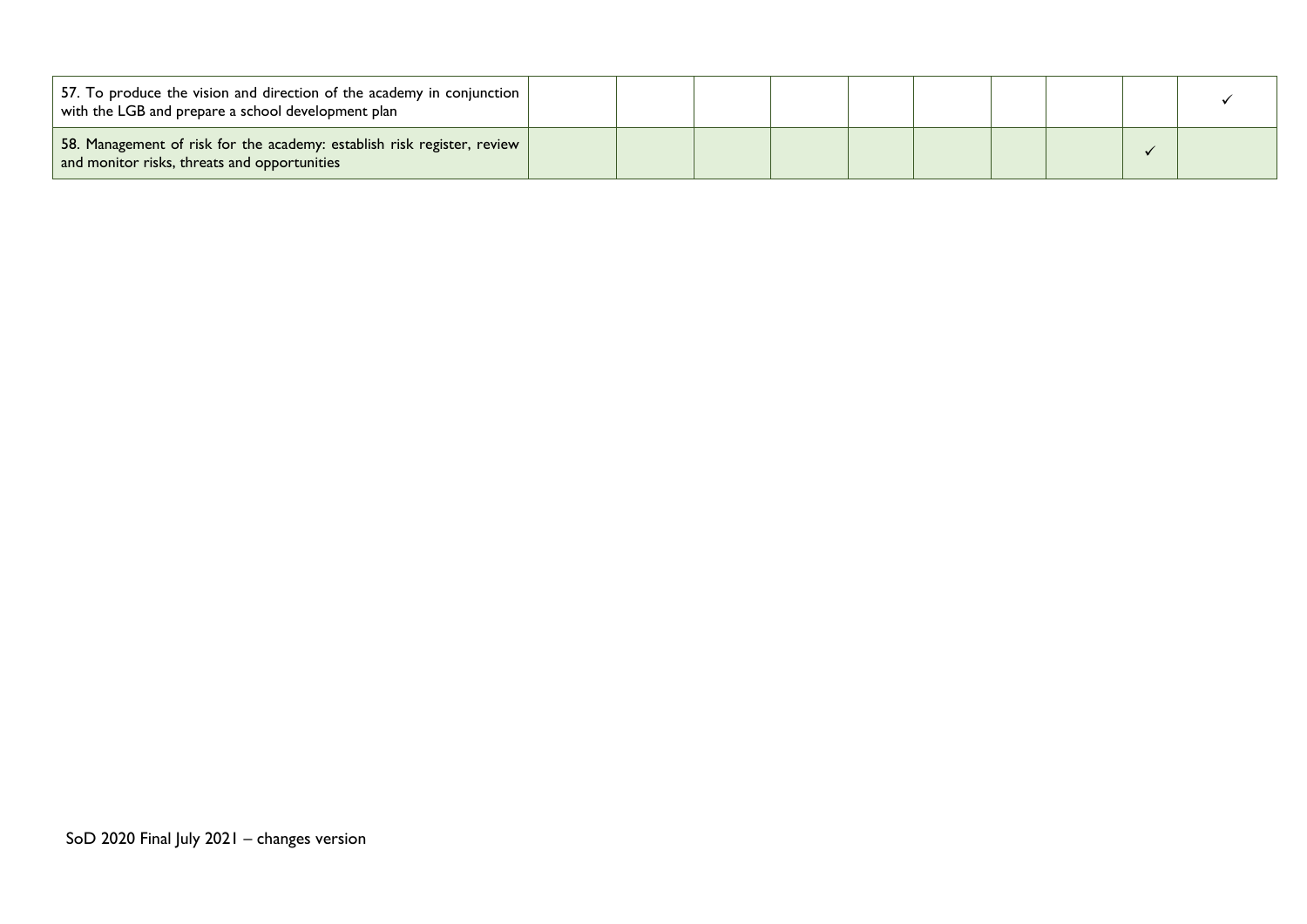| | | | | | | | | | | |
|---|---|---|---|---|---|---|---|---|---|---|
| 57. To produce the vision and direction of the academy in conjunction with the LGB and prepare a school development plan | | | | | | | | | | ✓ |
| 58. Management of risk for the academy: establish risk register, review and monitor risks, threats and opportunities | | | | | | | | | ✓ | |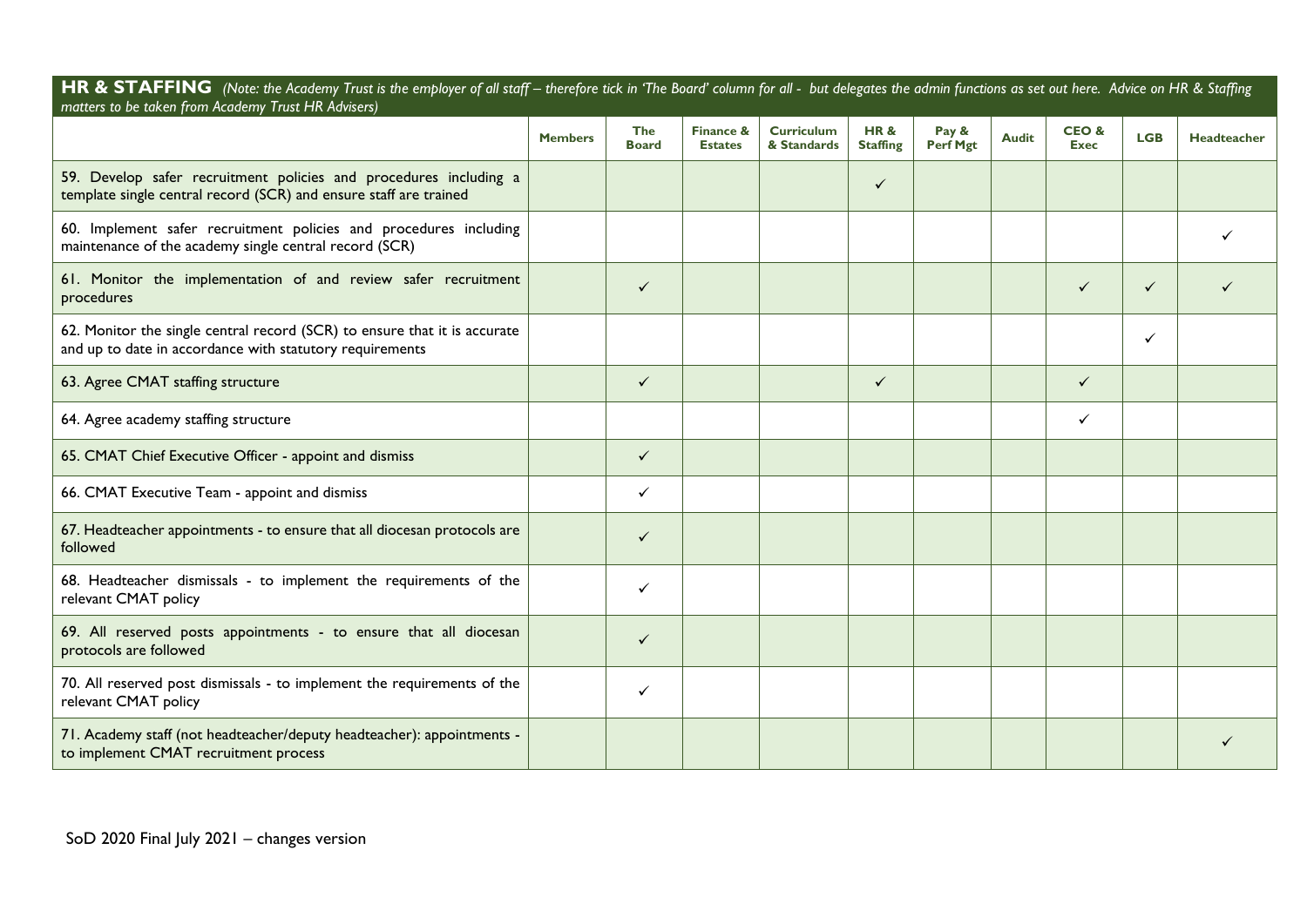## HR & STAFFING

*(Note: the Academy Trust is the employer of all staff – therefore tick in 'The Board' column for all - but delegates the admin functions as set out here. Advice on HR & Staffing matters to be taken from Academy Trust HR Advisers)*

| | Members | The Board | Finance & Estates | Curriculum & Standards | HR & Staffing | Pay & Perf Mgt | Audit | CEO & Exec | LGB | Headteacher |
|---|---|---|---|---|---|---|---|---|---|---|
| 59. Develop safer recruitment policies and procedures including a template single central record (SCR) and ensure staff are trained | | | | | ✓ | | | | | |
| 60. Implement safer recruitment policies and procedures including maintenance of the academy single central record (SCR) | | | | | | | | | | ✓ |
| 61. Monitor the implementation of and review safer recruitment procedures | | ✓ | | | | | | ✓ | ✓ | ✓ |
| 62. Monitor the single central record (SCR) to ensure that it is accurate and up to date in accordance with statutory requirements | | | | | | | | | ✓ | |
| 63. Agree CMAT staffing structure | | ✓ | | | ✓ | | | ✓ | | |
| 64. Agree academy staffing structure | | | | | | | | ✓ | | |
| 65. CMAT Chief Executive Officer - appoint and dismiss | | ✓ | | | | | | | | |
| 66. CMAT Executive Team - appoint and dismiss | | ✓ | | | | | | | | |
| 67. Headteacher appointments - to ensure that all diocesan protocols are followed | | ✓ | | | | | | | | |
| 68. Headteacher dismissals - to implement the requirements of the relevant CMAT policy | | ✓ | | | | | | | | |
| 69. All reserved posts appointments - to ensure that all diocesan protocols are followed | | ✓ | | | | | | | | |
| 70. All reserved post dismissals - to implement the requirements of the relevant CMAT policy | | ✓ | | | | | | | | |
| 71. Academy staff (not headteacher/deputy headteacher): appointments - to implement CMAT recruitment process | | | | | | | | | | ✓ |

SoD 2020 Final July 2021 – changes version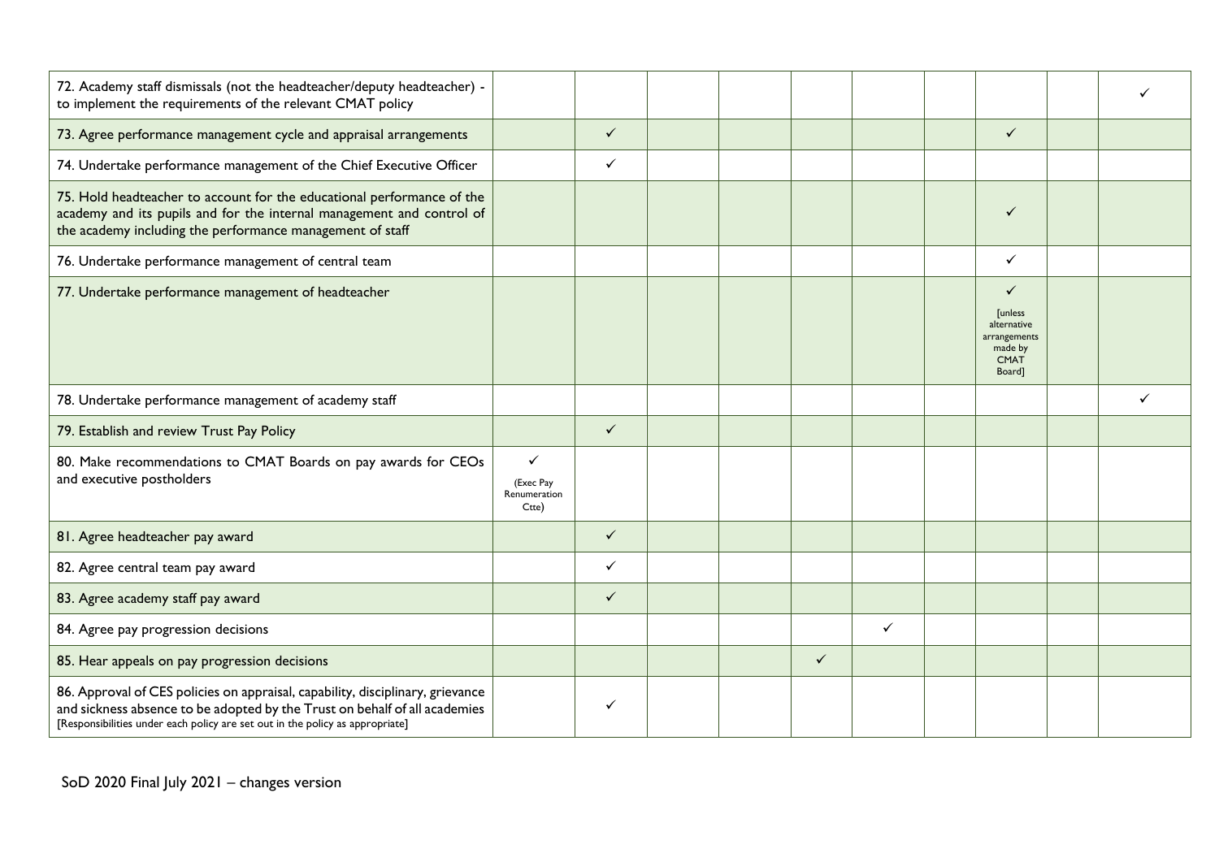| | | | | | | | | | | |
|---|---|---|---|---|---|---|---|---|---|---|
| 72. Academy staff dismissals (not the headteacher/deputy headteacher) - to implement the requirements of the relevant CMAT policy | | | | | | | | | | ✓ |
| 73. Agree performance management cycle and appraisal arrangements | | ✓ | | | | | | ✓ | | |
| 74. Undertake performance management of the Chief Executive Officer | | ✓ | | | | | | | | |
| 75. Hold headteacher to account for the educational performance of the academy and its pupils and for the internal management and control of the academy including the performance management of staff | | | | | | | | ✓ | | |
| 76. Undertake performance management of central team | | | | | | | | ✓ | | |
| 77. Undertake performance management of headteacher | | | | | | | | ✓ [unless alternative arrangements made by CMAT Board] | | |
| 78. Undertake performance management of academy staff | | | | | | | | | | ✓ |
| 79. Establish and review Trust Pay Policy | | ✓ | | | | | | | | |
| 80. Make recommendations to CMAT Boards on pay awards for CEOs and executive postholders | ✓ (Exec Pay Renumeration Ctte) | | | | | | | | | |
| 81. Agree headteacher pay award | | ✓ | | | | | | | | |
| 82. Agree central team pay award | | ✓ | | | | | | | | |
| 83. Agree academy staff pay award | | ✓ | | | | | | | | |
| 84. Agree pay progression decisions | | | | | | ✓ | | | | |
| 85. Hear appeals on pay progression decisions | | | | | ✓ | | | | | |
| 86. Approval of CES policies on appraisal, capability, disciplinary, grievance and sickness absence to be adopted by the Trust on behalf of all academies [Responsibilities under each policy are set out in the policy as appropriate] | | ✓ | | | | | | | | |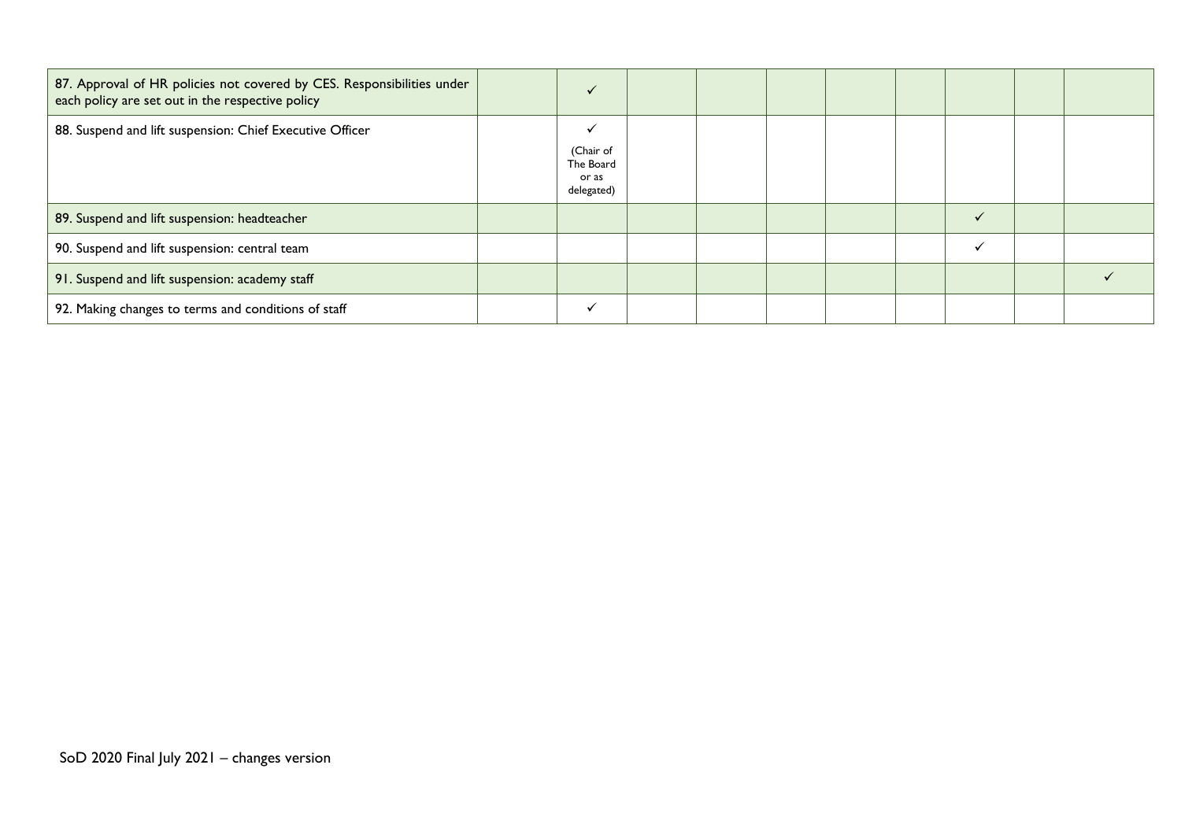| | | | | | | | | | | |
|---|---|---|---|---|---|---|---|---|---|---|
| 87. Approval of HR policies not covered by CES. Responsibilities under each policy are set out in the respective policy | | ✓ | | | | | | | | |
| 88. Suspend and lift suspension: Chief Executive Officer | | ✓ (Chair of The Board or as delegated) | | | | | | | | |
| 89. Suspend and lift suspension: headteacher | | | | | | | | ✓ | | |
| 90. Suspend and lift suspension: central team | | | | | | | | ✓ | | |
| 91. Suspend and lift suspension: academy staff | | | | | | | | | | ✓ |
| 92. Making changes to terms and conditions of staff | | ✓ | | | | | | | | |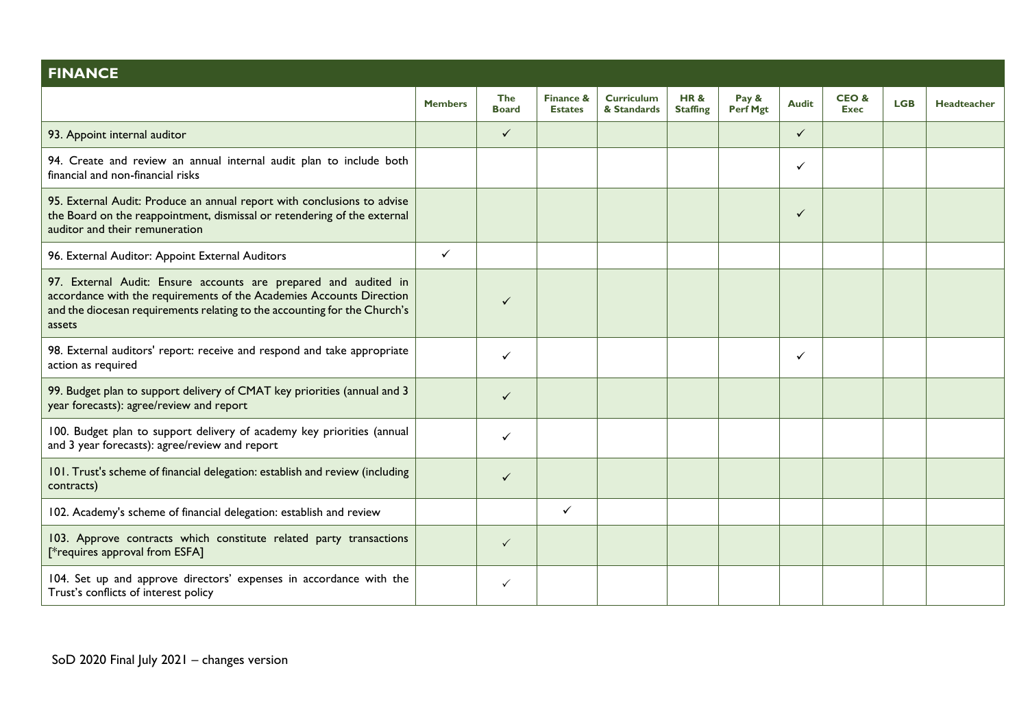## FINANCE

| | Members | The Board | Finance & Estates | Curriculum & Standards | HR & Staffing | Pay & Perf Mgt | Audit | CEO & Exec | LGB | Headteacher |
|---|---|---|---|---|---|---|---|---|---|---|
| 93. Appoint internal auditor | | ✓ | | | | | ✓ | | | |
| 94. Create and review an annual internal audit plan to include both financial and non-financial risks | | | | | | | ✓ | | | |
| 95. External Audit: Produce an annual report with conclusions to advise the Board on the reappointment, dismissal or retendering of the external auditor and their remuneration | | | | | | | ✓ | | | |
| 96. External Auditor: Appoint External Auditors | ✓ | | | | | | | | | |
| 97. External Audit: Ensure accounts are prepared and audited in accordance with the requirements of the Academies Accounts Direction and the diocesan requirements relating to the accounting for the Church's assets | | ✓ | | | | | | | | |
| 98. External auditors' report: receive and respond and take appropriate action as required | | ✓ | | | | | ✓ | | | |
| 99. Budget plan to support delivery of CMAT key priorities (annual and 3 year forecasts): agree/review and report | | ✓ | | | | | | | | |
| 100. Budget plan to support delivery of academy key priorities (annual and 3 year forecasts): agree/review and report | | ✓ | | | | | | | | |
| 101. Trust's scheme of financial delegation: establish and review (including contracts) | | ✓ | | | | | | | | |
| 102. Academy's scheme of financial delegation: establish and review | | | ✓ | | | | | | | |
| 103. Approve contracts which constitute related party transactions [*requires approval from ESFA] | | ✓ | | | | | | | | |
| 104. Set up and approve directors' expenses in accordance with the Trust's conflicts of interest policy | | ✓ | | | | | | | | |

SoD 2020 Final July 2021 – changes version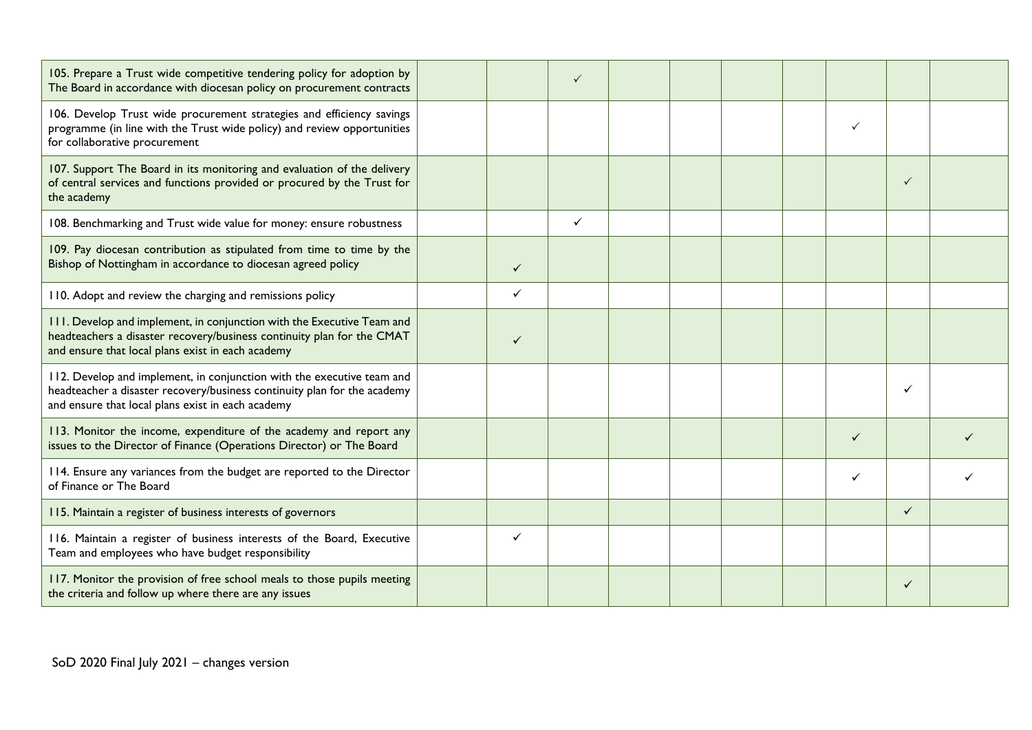| | | | | | | | | | | |
|---|---|---|---|---|---|---|---|---|---|---|
| 105. Prepare a Trust wide competitive tendering policy for adoption by The Board in accordance with diocesan policy on procurement contracts | | | ✓ | | | | | | | |
| 106. Develop Trust wide procurement strategies and efficiency savings programme (in line with the Trust wide policy) and review opportunities for collaborative procurement | | | | | | | | ✓ | | |
| 107. Support The Board in its monitoring and evaluation of the delivery of central services and functions provided or procured by the Trust for the academy | | | | | | | | | ✓ | |
| 108. Benchmarking and Trust wide value for money: ensure robustness | | | ✓ | | | | | | | |
| 109. Pay diocesan contribution as stipulated from time to time by the Bishop of Nottingham in accordance to diocesan agreed policy | | ✓ | | | | | | | | |
| 110. Adopt and review the charging and remissions policy | | ✓ | | | | | | | | |
| 111. Develop and implement, in conjunction with the Executive Team and headteachers a disaster recovery/business continuity plan for the CMAT and ensure that local plans exist in each academy | | ✓ | | | | | | | | |
| 112. Develop and implement, in conjunction with the executive team and headteacher a disaster recovery/business continuity plan for the academy and ensure that local plans exist in each academy | | | | | | | | | ✓ | |
| 113. Monitor the income, expenditure of the academy and report any issues to the Director of Finance (Operations Director) or The Board | | | | | | | | ✓ | | ✓ |
| 114. Ensure any variances from the budget are reported to the Director of Finance or The Board | | | | | | | | ✓ | | ✓ |
| 115. Maintain a register of business interests of governors | | | | | | | | | ✓ | |
| 116. Maintain a register of business interests of the Board, Executive Team and employees who have budget responsibility | | ✓ | | | | | | | | |
| 117. Monitor the provision of free school meals to those pupils meeting the criteria and follow up where there are any issues | | | | | | | | | ✓ | |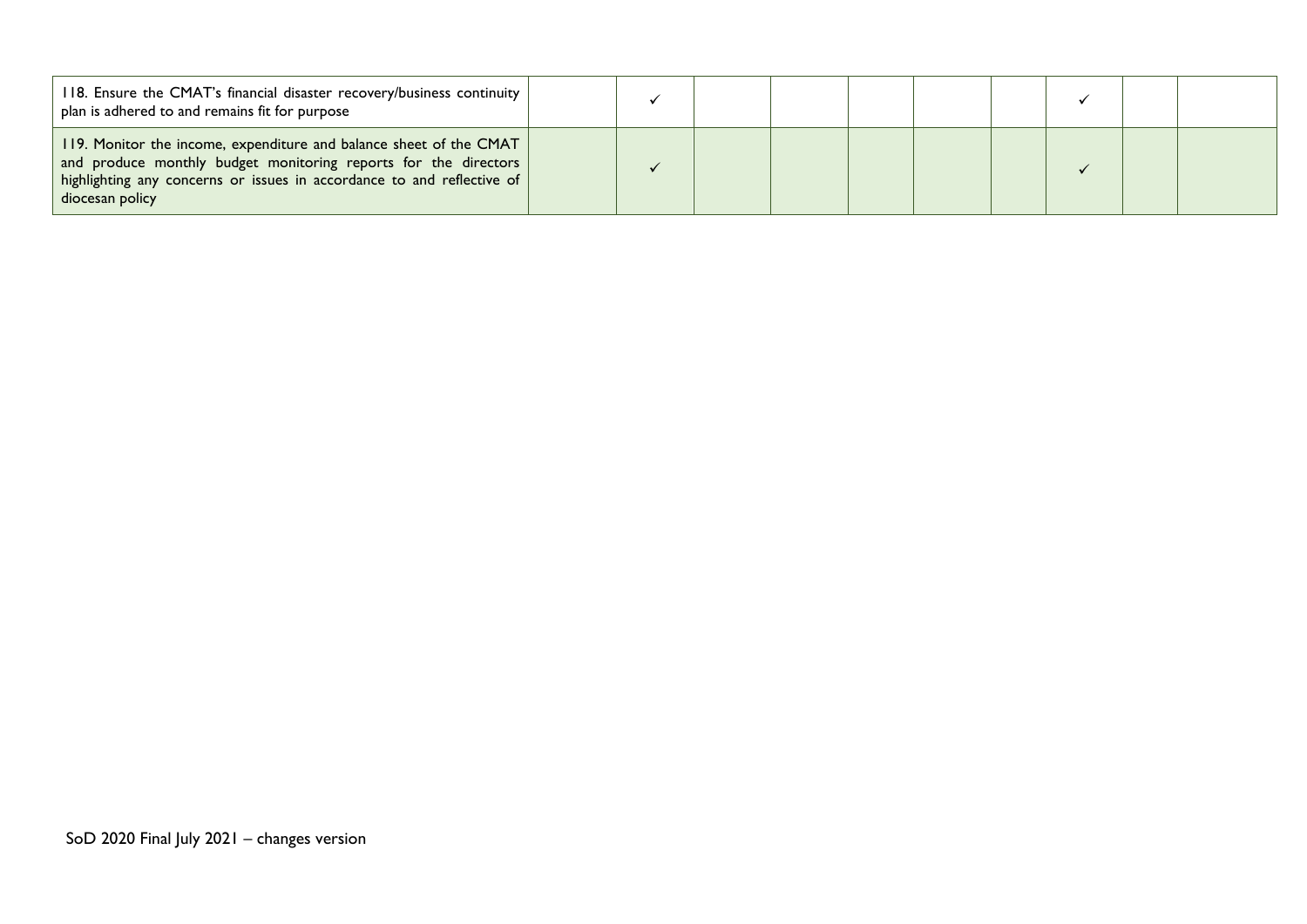| | | | | | | | | | | |
|---|---|---|---|---|---|---|---|---|---|---|
| 118. Ensure the CMAT's financial disaster recovery/business continuity plan is adhered to and remains fit for purpose | | ✓ | | | | | | ✓ | | |
| 119. Monitor the income, expenditure and balance sheet of the CMAT and produce monthly budget monitoring reports for the directors highlighting any concerns or issues in accordance to and reflective of diocesan policy | | ✓ | | | | | | ✓ | | |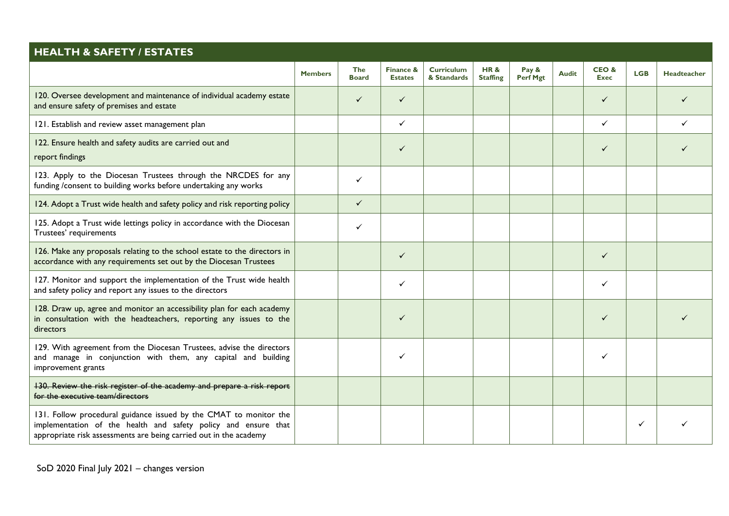## HEALTH & SAFETY / ESTATES

| | Members | The Board | Finance & Estates | Curriculum & Standards | HR & Staffing | Pay & Perf Mgt | Audit | CEO & Exec | LGB | Headteacher |
|---|---|---|---|---|---|---|---|---|---|---|
| 120. Oversee development and maintenance of individual academy estate and ensure safety of premises and estate | | ✓ | ✓ | | | | | ✓ | | ✓ |
| 121. Establish and review asset management plan | | | ✓ | | | | | ✓ | | ✓ |
| 122. Ensure health and safety audits are carried out and report findings | | | ✓ | | | | | ✓ | | ✓ |
| 123. Apply to the Diocesan Trustees through the NRCDES for any funding /consent to building works before undertaking any works | | ✓ | | | | | | | | |
| 124. Adopt a Trust wide health and safety policy and risk reporting policy | | ✓ | | | | | | | | |
| 125. Adopt a Trust wide lettings policy in accordance with the Diocesan Trustees' requirements | | ✓ | | | | | | | | |
| 126. Make any proposals relating to the school estate to the directors in accordance with any requirements set out by the Diocesan Trustees | | | ✓ | | | | | ✓ | | |
| 127. Monitor and support the implementation of the Trust wide health and safety policy and report any issues to the directors | | | ✓ | | | | | ✓ | | |
| 128. Draw up, agree and monitor an accessibility plan for each academy in consultation with the headteachers, reporting any issues to the directors | | | ✓ | | | | | ✓ | | ✓ |
| 129. With agreement from the Diocesan Trustees, advise the directors and manage in conjunction with them, any capital and building improvement grants | | | ✓ | | | | | ✓ | | |
| ~~130. Review the risk register of the academy and prepare a risk report for the executive team/directors~~ | | | | | | | | | | |
| 131. Follow procedural guidance issued by the CMAT to monitor the implementation of the health and safety policy and ensure that appropriate risk assessments are being carried out in the academy | | | | | | | | | ✓ | ✓ |

SoD 2020 Final July 2021 – changes version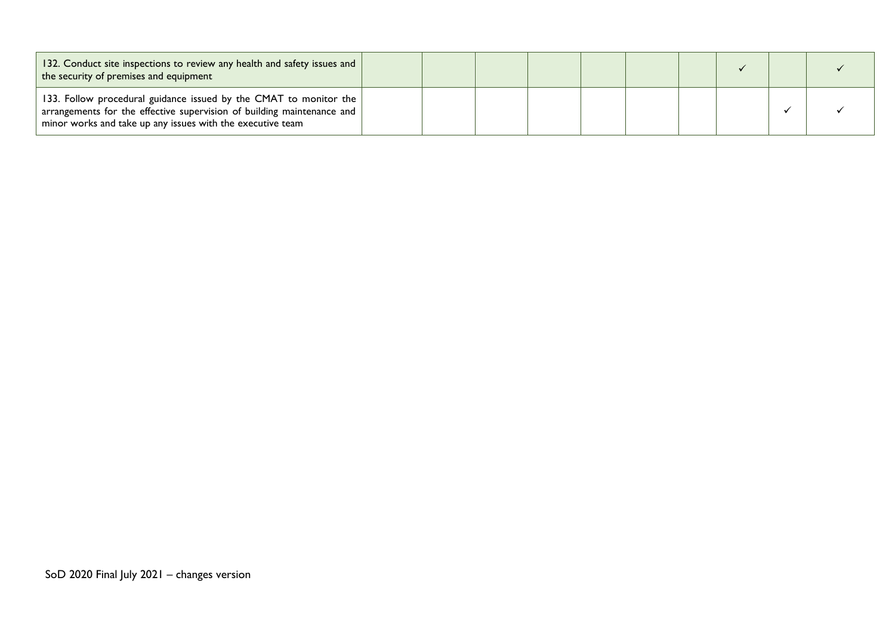| | | | | | | | | | | |
|---|---|---|---|---|---|---|---|---|---|---|
| 132. Conduct site inspections to review any health and safety issues and the security of premises and equipment | | | | | | | | ✓ | | ✓ |
| 133. Follow procedural guidance issued by the CMAT to monitor the arrangements for the effective supervision of building maintenance and minor works and take up any issues with the executive team | | | | | | | | | ✓ | ✓ |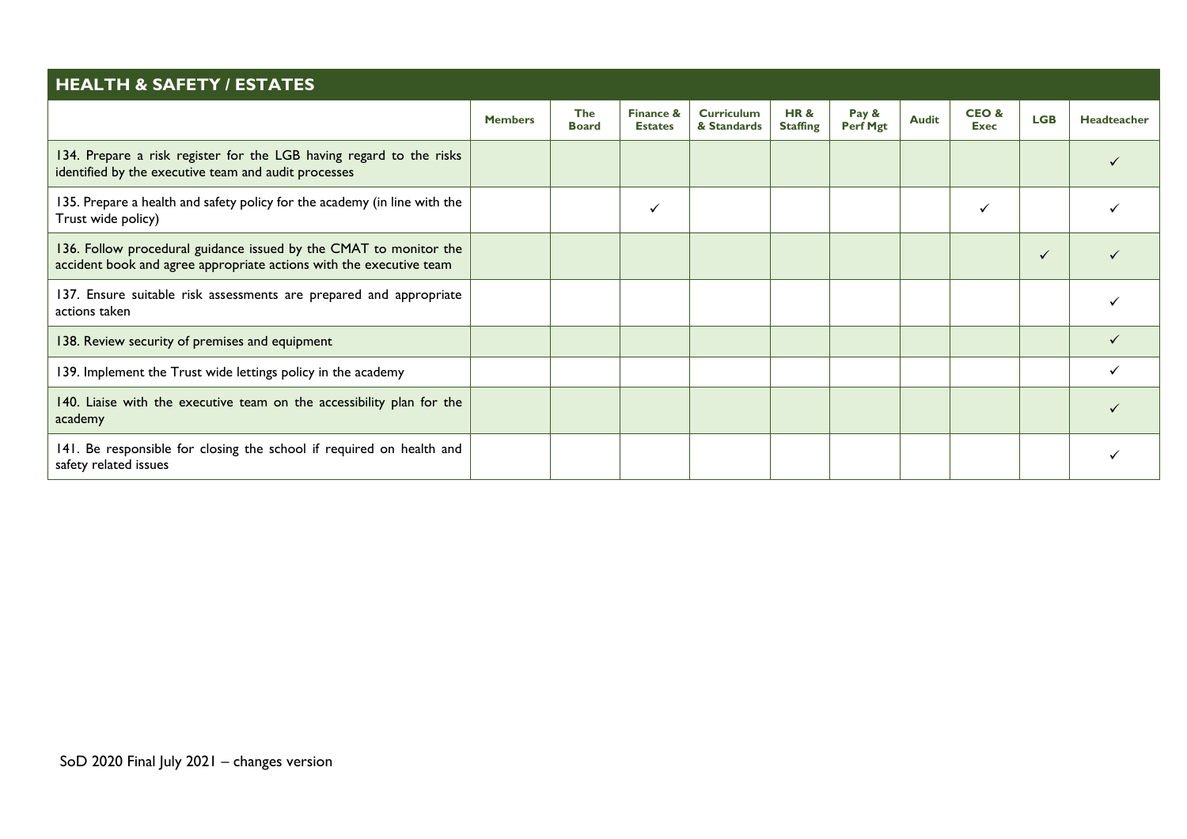## HEALTH & SAFETY / ESTATES

| | Members | The Board | Finance & Estates | Curriculum & Standards | HR & Staffing | Pay & Perf Mgt | Audit | CEO & Exec | LGB | Headteacher |
|---|---|---|---|---|---|---|---|---|---|---|
| 134. Prepare a risk register for the LGB having regard to the risks identified by the executive team and audit processes | | | | | | | | | | ✓ |
| 135. Prepare a health and safety policy for the academy (in line with the Trust wide policy) | | | ✓ | | | | | ✓ | | ✓ |
| 136. Follow procedural guidance issued by the CMAT to monitor the accident book and agree appropriate actions with the executive team | | | | | | | | | ✓ | ✓ |
| 137. Ensure suitable risk assessments are prepared and appropriate actions taken | | | | | | | | | | ✓ |
| 138. Review security of premises and equipment | | | | | | | | | | ✓ |
| 139. Implement the Trust wide lettings policy in the academy | | | | | | | | | | ✓ |
| 140. Liaise with the executive team on the accessibility plan for the academy | | | | | | | | | | ✓ |
| 141. Be responsible for closing the school if required on health and safety related issues | | | | | | | | | | ✓ |

SoD 2020 Final July 2021 – changes version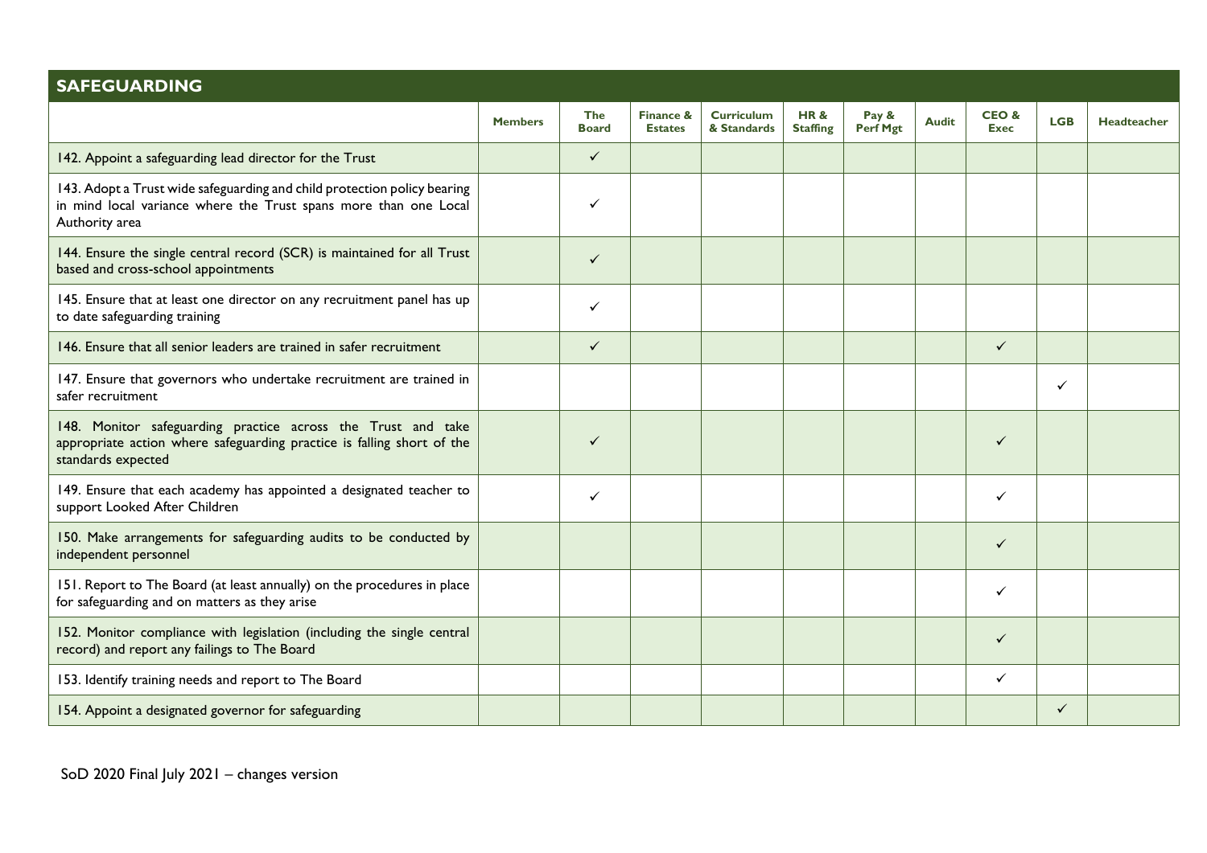## SAFEGUARDING

| | Members | The Board | Finance & Estates | Curriculum & Standards | HR & Staffing | Pay & Perf Mgt | Audit | CEO & Exec | LGB | Headteacher |
|---|---|---|---|---|---|---|---|---|---|---|
| 142. Appoint a safeguarding lead director for the Trust | | ✓ | | | | | | | | |
| 143. Adopt a Trust wide safeguarding and child protection policy bearing in mind local variance where the Trust spans more than one Local Authority area | | ✓ | | | | | | | | |
| 144. Ensure the single central record (SCR) is maintained for all Trust based and cross-school appointments | | ✓ | | | | | | | | |
| 145. Ensure that at least one director on any recruitment panel has up to date safeguarding training | | ✓ | | | | | | | | |
| 146. Ensure that all senior leaders are trained in safer recruitment | | ✓ | | | | | | ✓ | | |
| 147. Ensure that governors who undertake recruitment are trained in safer recruitment | | | | | | | | | ✓ | |
| 148. Monitor safeguarding practice across the Trust and take appropriate action where safeguarding practice is falling short of the standards expected | | ✓ | | | | | | ✓ | | |
| 149. Ensure that each academy has appointed a designated teacher to support Looked After Children | | ✓ | | | | | | ✓ | | |
| 150. Make arrangements for safeguarding audits to be conducted by independent personnel | | | | | | | | ✓ | | |
| 151. Report to The Board (at least annually) on the procedures in place for safeguarding and on matters as they arise | | | | | | | | ✓ | | |
| 152. Monitor compliance with legislation (including the single central record) and report any failings to The Board | | | | | | | | ✓ | | |
| 153. Identify training needs and report to The Board | | | | | | | | ✓ | | |
| 154. Appoint a designated governor for safeguarding | | | | | | | | | ✓ | |

SoD 2020 Final July 2021 – changes version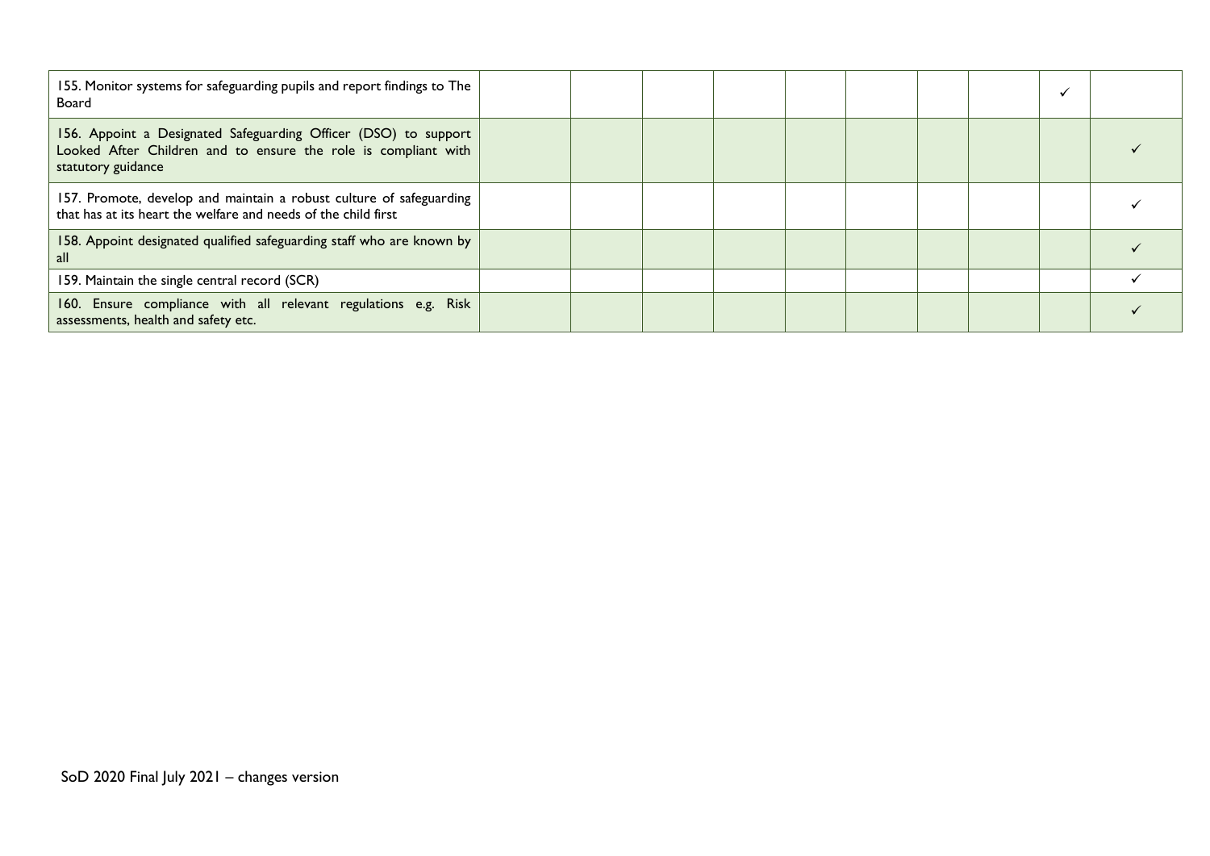| | | | | | | | | | |
|---|---|---|---|---|---|---|---|---|---|
| 155. Monitor systems for safeguarding pupils and report findings to The Board | | | | | | | | ✓ | |
| 156. Appoint a Designated Safeguarding Officer (DSO) to support Looked After Children and to ensure the role is compliant with statutory guidance | | | | | | | | | ✓ |
| 157. Promote, develop and maintain a robust culture of safeguarding that has at its heart the welfare and needs of the child first | | | | | | | | | ✓ |
| 158. Appoint designated qualified safeguarding staff who are known by all | | | | | | | | | ✓ |
| 159. Maintain the single central record (SCR) | | | | | | | | | ✓ |
| 160. Ensure compliance with all relevant regulations e.g. Risk assessments, health and safety etc. | | | | | | | | | ✓ |

SoD 2020 Final July 2021 – changes version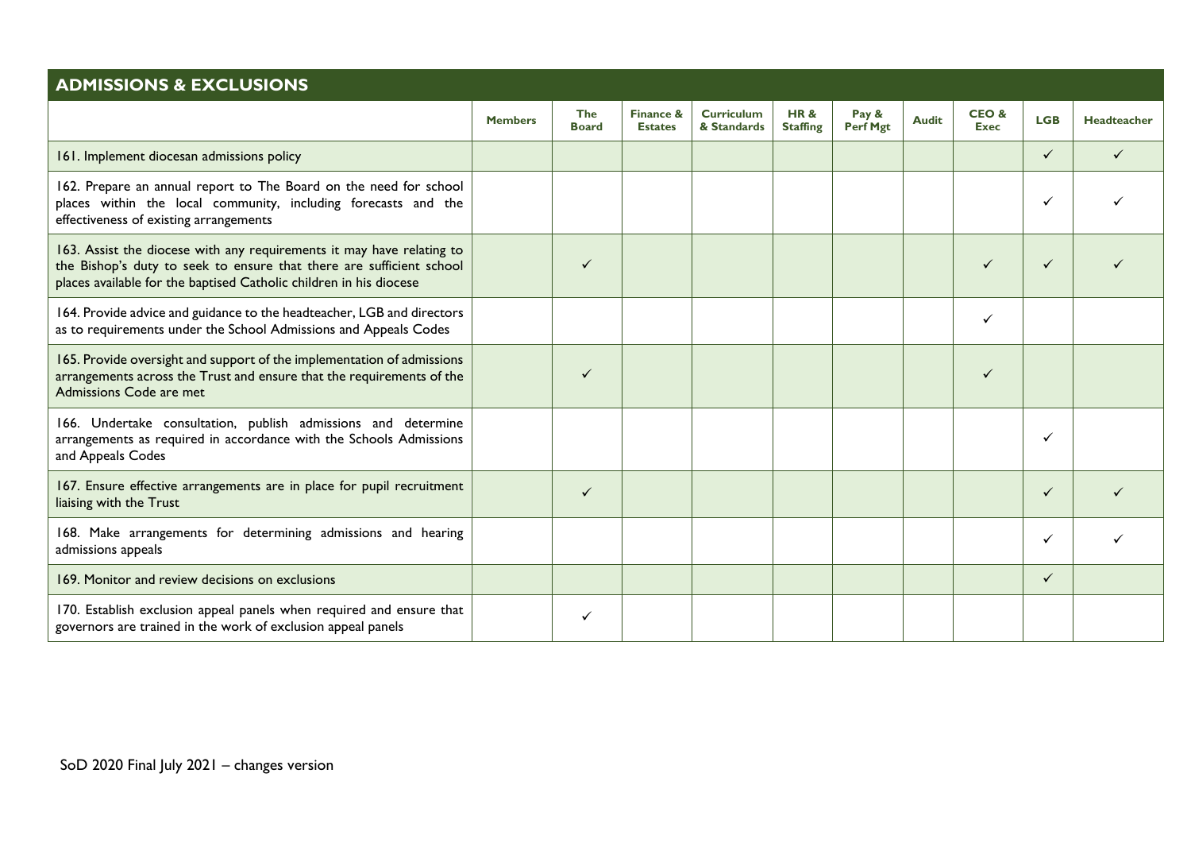## ADMISSIONS & EXCLUSIONS

| | Members | The Board | Finance & Estates | Curriculum & Standards | HR & Staffing | Pay & Perf Mgt | Audit | CEO & Exec | LGB | Headteacher |
|---|---|---|---|---|---|---|---|---|---|---|
| 161. Implement diocesan admissions policy | | | | | | | | | ✓ | ✓ |
| 162. Prepare an annual report to The Board on the need for school places within the local community, including forecasts and the effectiveness of existing arrangements | | | | | | | | | ✓ | ✓ |
| 163. Assist the diocese with any requirements it may have relating to the Bishop's duty to seek to ensure that there are sufficient school places available for the baptised Catholic children in his diocese | | ✓ | | | | | | ✓ | ✓ | ✓ |
| 164. Provide advice and guidance to the headteacher, LGB and directors as to requirements under the School Admissions and Appeals Codes | | | | | | | | ✓ | | |
| 165. Provide oversight and support of the implementation of admissions arrangements across the Trust and ensure that the requirements of the Admissions Code are met | | ✓ | | | | | | ✓ | | |
| 166. Undertake consultation, publish admissions and determine arrangements as required in accordance with the Schools Admissions and Appeals Codes | | | | | | | | | ✓ | |
| 167. Ensure effective arrangements are in place for pupil recruitment liaising with the Trust | | ✓ | | | | | | | ✓ | ✓ |
| 168. Make arrangements for determining admissions and hearing admissions appeals | | | | | | | | | ✓ | ✓ |
| 169. Monitor and review decisions on exclusions | | | | | | | | | ✓ | |
| 170. Establish exclusion appeal panels when required and ensure that governors are trained in the work of exclusion appeal panels | | ✓ | | | | | | | | |

SoD 2020 Final July 2021 – changes version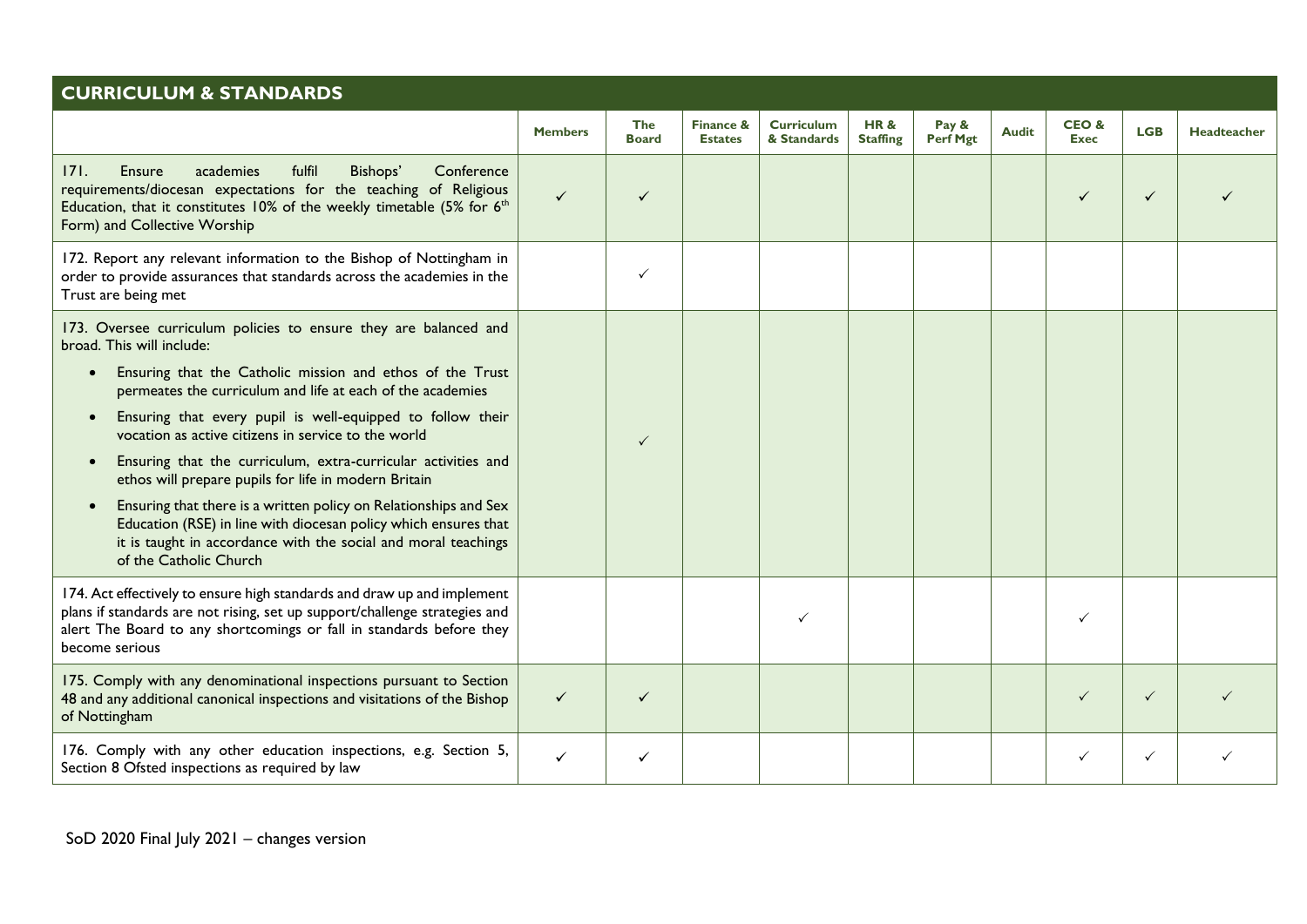## CURRICULUM & STANDARDS

| | Members | The Board | Finance & Estates | Curriculum & Standards | HR & Staffing | Pay & Perf Mgt | Audit | CEO & Exec | LGB | Headteacher |
|---|---|---|---|---|---|---|---|---|---|---|
| 171. Ensure academies fulfil Bishops' Conference requirements/diocesan expectations for the teaching of Religious Education, that it constitutes 10% of the weekly timetable (5% for 6th Form) and Collective Worship | ✓ | ✓ | | | | | | ✓ | ✓ | ✓ |
| 172. Report any relevant information to the Bishop of Nottingham in order to provide assurances that standards across the academies in the Trust are being met | | ✓ | | | | | | | | |
| 173. Oversee curriculum policies to ensure they are balanced and broad. This will include:<br>• Ensuring that the Catholic mission and ethos of the Trust permeates the curriculum and life at each of the academies<br>• Ensuring that every pupil is well-equipped to follow their vocation as active citizens in service to the world<br>• Ensuring that the curriculum, extra-curricular activities and ethos will prepare pupils for life in modern Britain<br>• Ensuring that there is a written policy on Relationships and Sex Education (RSE) in line with diocesan policy which ensures that it is taught in accordance with the social and moral teachings of the Catholic Church | | ✓ | | | | | | | | |
| 174. Act effectively to ensure high standards and draw up and implement plans if standards are not rising, set up support/challenge strategies and alert The Board to any shortcomings or fall in standards before they become serious | | | | ✓ | | | | ✓ | | |
| 175. Comply with any denominational inspections pursuant to Section 48 and any additional canonical inspections and visitations of the Bishop of Nottingham | ✓ | ✓ | | | | | | ✓ | ✓ | ✓ |
| 176. Comply with any other education inspections, e.g. Section 5, Section 8 Ofsted inspections as required by law | ✓ | ✓ | | | | | | ✓ | ✓ | ✓ |

SoD 2020 Final July 2021 – changes version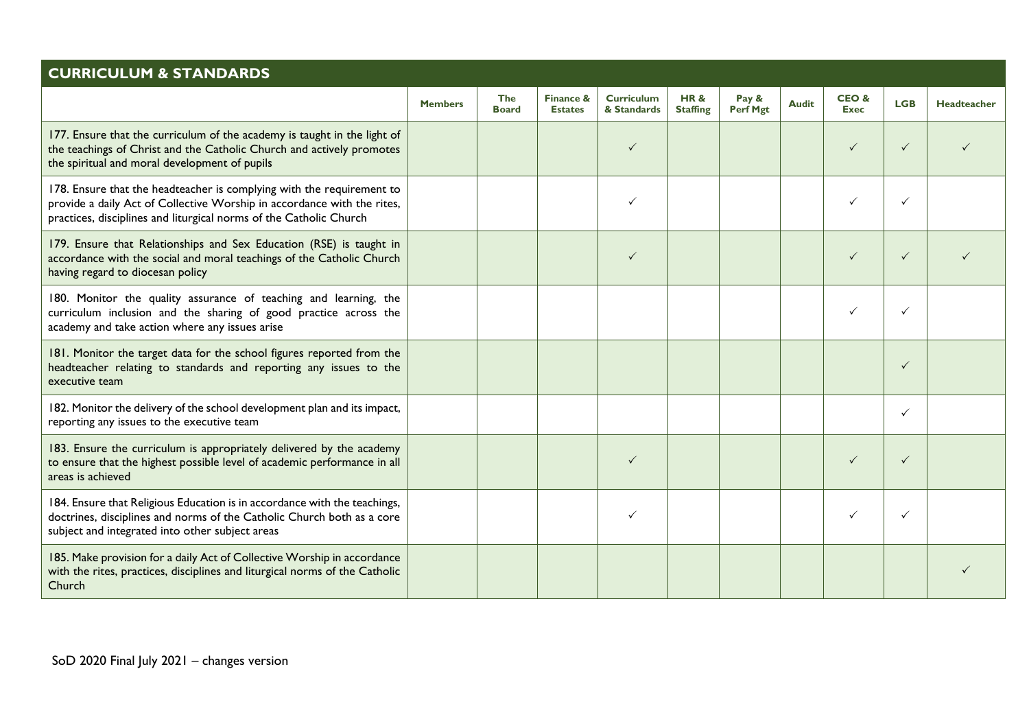## CURRICULUM & STANDARDS

| | Members | The Board | Finance & Estates | Curriculum & Standards | HR & Staffing | Pay & Perf Mgt | Audit | CEO & Exec | LGB | Headteacher |
|---|---|---|---|---|---|---|---|---|---|---|
| 177. Ensure that the curriculum of the academy is taught in the light of the teachings of Christ and the Catholic Church and actively promotes the spiritual and moral development of pupils | | | | ✓ | | | | ✓ | ✓ | ✓ |
| 178. Ensure that the headteacher is complying with the requirement to provide a daily Act of Collective Worship in accordance with the rites, practices, disciplines and liturgical norms of the Catholic Church | | | | ✓ | | | | ✓ | ✓ | |
| 179. Ensure that Relationships and Sex Education (RSE) is taught in accordance with the social and moral teachings of the Catholic Church having regard to diocesan policy | | | | ✓ | | | | ✓ | ✓ | ✓ |
| 180. Monitor the quality assurance of teaching and learning, the curriculum inclusion and the sharing of good practice across the academy and take action where any issues arise | | | | | | | | ✓ | ✓ | |
| 181. Monitor the target data for the school figures reported from the headteacher relating to standards and reporting any issues to the executive team | | | | | | | | | ✓ | |
| 182. Monitor the delivery of the school development plan and its impact, reporting any issues to the executive team | | | | | | | | | ✓ | |
| 183. Ensure the curriculum is appropriately delivered by the academy to ensure that the highest possible level of academic performance in all areas is achieved | | | | ✓ | | | | ✓ | ✓ | |
| 184. Ensure that Religious Education is in accordance with the teachings, doctrines, disciplines and norms of the Catholic Church both as a core subject and integrated into other subject areas | | | | ✓ | | | | ✓ | ✓ | |
| 185. Make provision for a daily Act of Collective Worship in accordance with the rites, practices, disciplines and liturgical norms of the Catholic Church | | | | | | | | | | ✓ |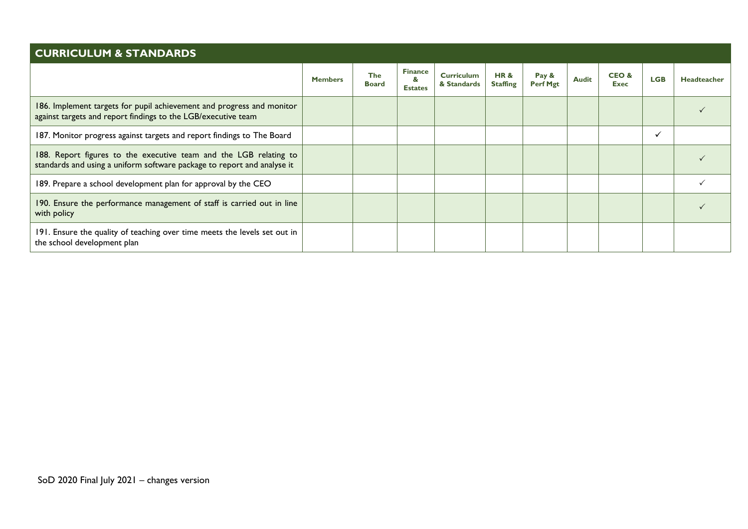## CURRICULUM & STANDARDS

| | Members | The Board | Finance & Estates | Curriculum & Standards | HR & Staffing | Pay & Perf Mgt | Audit | CEO & Exec | LGB | Headteacher |
|---|---|---|---|---|---|---|---|---|---|---|
| 186. Implement targets for pupil achievement and progress and monitor against targets and report findings to the LGB/executive team | | | | | | | | | | ✓ |
| 187. Monitor progress against targets and report findings to The Board | | | | | | | | | ✓ | |
| 188. Report figures to the executive team and the LGB relating to standards and using a uniform software package to report and analyse it | | | | | | | | | | ✓ |
| 189. Prepare a school development plan for approval by the CEO | | | | | | | | | | ✓ |
| 190. Ensure the performance management of staff is carried out in line with policy | | | | | | | | | | ✓ |
| 191. Ensure the quality of teaching over time meets the levels set out in the school development plan | | | | | | | | | | |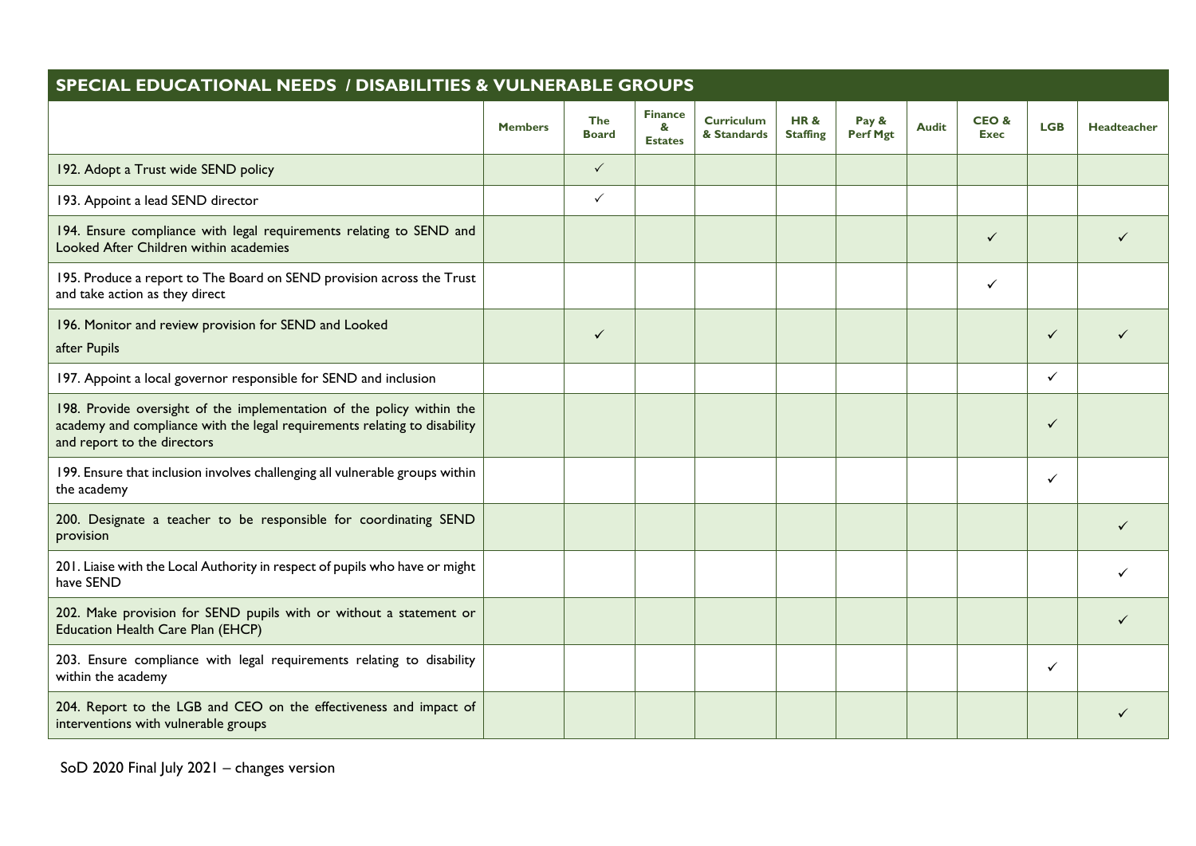## SPECIAL EDUCATIONAL NEEDS / DISABILITIES & VULNERABLE GROUPS

| | Members | The Board | Finance & Estates | Curriculum & Standards | HR & Staffing | Pay & Perf Mgt | Audit | CEO & Exec | LGB | Headteacher |
|---|---|---|---|---|---|---|---|---|---|---|
| 192. Adopt a Trust wide SEND policy | | ✓ | | | | | | | | |
| 193. Appoint a lead SEND director | | ✓ | | | | | | | | |
| 194. Ensure compliance with legal requirements relating to SEND and Looked After Children within academies | | | | | | | | ✓ | | ✓ |
| 195. Produce a report to The Board on SEND provision across the Trust and take action as they direct | | | | | | | | ✓ | | |
| 196. Monitor and review provision for SEND and Looked after Pupils | | ✓ | | | | | | | ✓ | ✓ |
| 197. Appoint a local governor responsible for SEND and inclusion | | | | | | | | | ✓ | |
| 198. Provide oversight of the implementation of the policy within the academy and compliance with the legal requirements relating to disability and report to the directors | | | | | | | | | ✓ | |
| 199. Ensure that inclusion involves challenging all vulnerable groups within the academy | | | | | | | | | ✓ | |
| 200. Designate a teacher to be responsible for coordinating SEND provision | | | | | | | | | | ✓ |
| 201. Liaise with the Local Authority in respect of pupils who have or might have SEND | | | | | | | | | | ✓ |
| 202. Make provision for SEND pupils with or without a statement or Education Health Care Plan (EHCP) | | | | | | | | | | ✓ |
| 203. Ensure compliance with legal requirements relating to disability within the academy | | | | | | | | | ✓ | |
| 204. Report to the LGB and CEO on the effectiveness and impact of interventions with vulnerable groups | | | | | | | | | | ✓ |

SoD 2020 Final July 2021 – changes version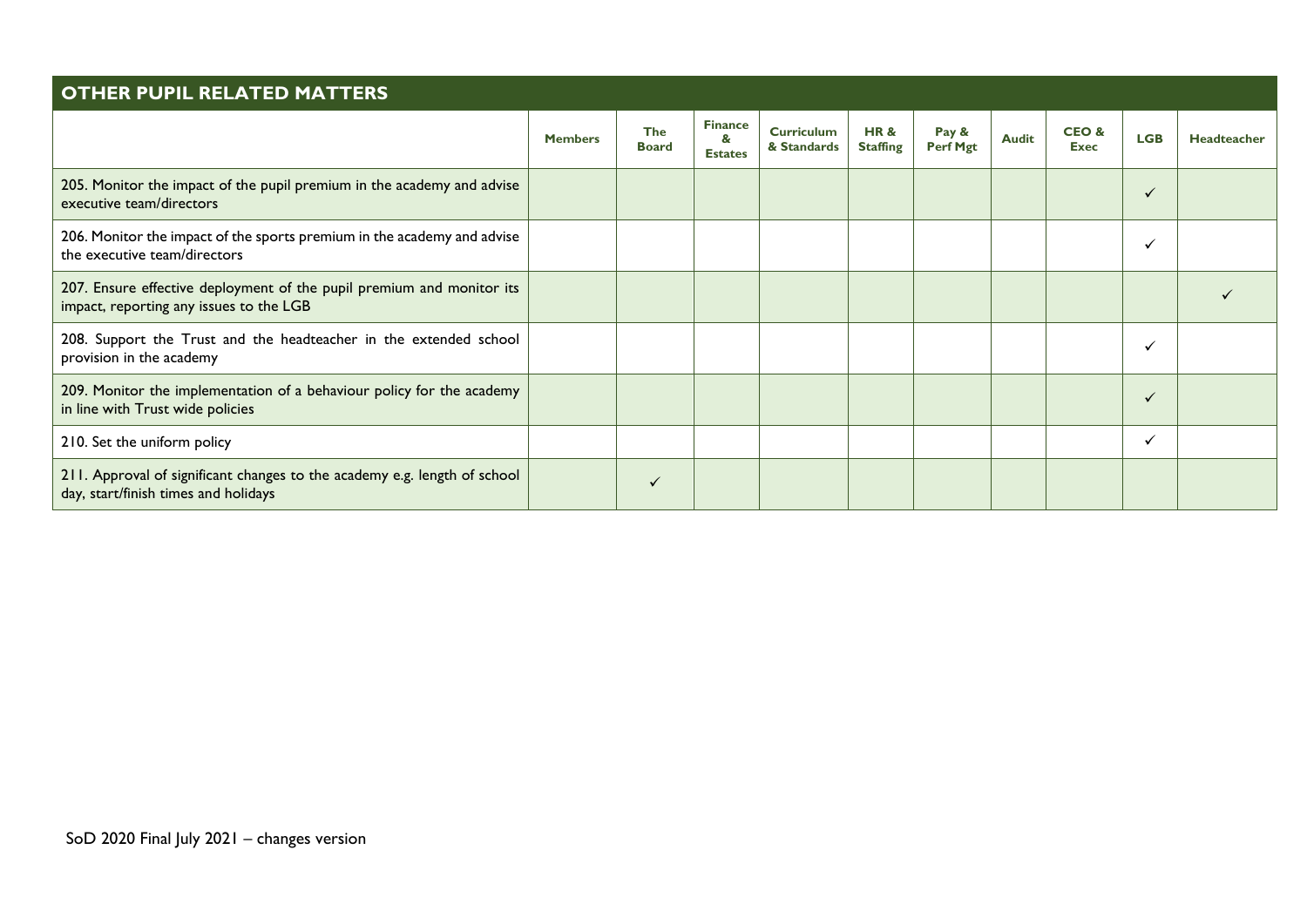## OTHER PUPIL RELATED MATTERS

| | Members | The Board | Finance & Estates | Curriculum & Standards | HR & Staffing | Pay & Perf Mgt | Audit | CEO & Exec | LGB | Headteacher |
|---|---|---|---|---|---|---|---|---|---|---|
| 205. Monitor the impact of the pupil premium in the academy and advise executive team/directors | | | | | | | | | ✓ | |
| 206. Monitor the impact of the sports premium in the academy and advise the executive team/directors | | | | | | | | | ✓ | |
| 207. Ensure effective deployment of the pupil premium and monitor its impact, reporting any issues to the LGB | | | | | | | | | | ✓ |
| 208. Support the Trust and the headteacher in the extended school provision in the academy | | | | | | | | | ✓ | |
| 209. Monitor the implementation of a behaviour policy for the academy in line with Trust wide policies | | | | | | | | | ✓ | |
| 210. Set the uniform policy | | | | | | | | | ✓ | |
| 211. Approval of significant changes to the academy e.g. length of school day, start/finish times and holidays | | ✓ | | | | | | | | |

SoD 2020 Final July 2021 – changes version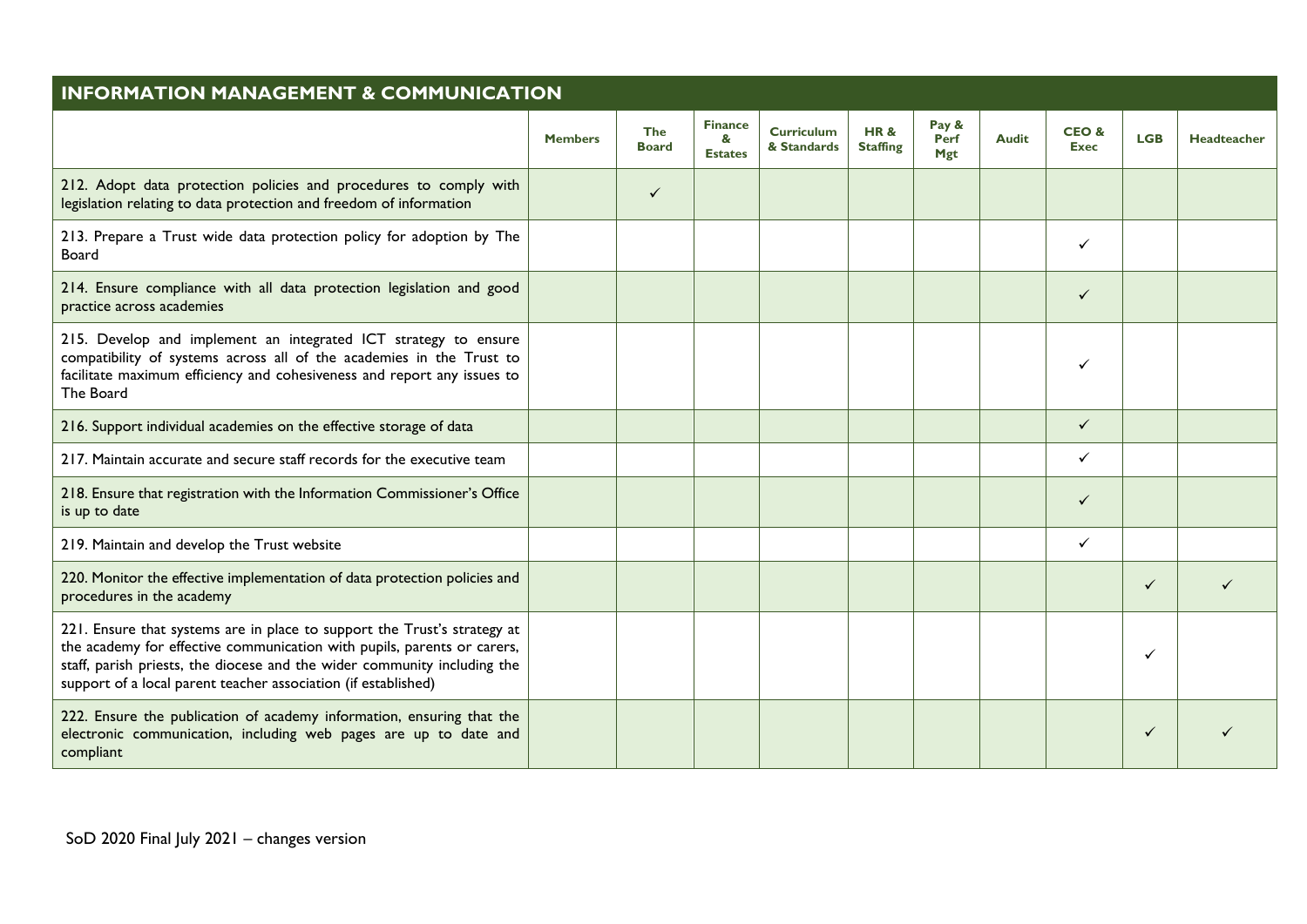## INFORMATION MANAGEMENT & COMMUNICATION

| | Members | The Board | Finance & Estates | Curriculum & Standards | HR & Staffing | Pay & Perf Mgt | Audit | CEO & Exec | LGB | Headteacher |
|---|---|---|---|---|---|---|---|---|---|---|
| 212. Adopt data protection policies and procedures to comply with legislation relating to data protection and freedom of information | | ✓ | | | | | | | | |
| 213. Prepare a Trust wide data protection policy for adoption by The Board | | | | | | | | ✓ | | |
| 214. Ensure compliance with all data protection legislation and good practice across academies | | | | | | | | ✓ | | |
| 215. Develop and implement an integrated ICT strategy to ensure compatibility of systems across all of the academies in the Trust to facilitate maximum efficiency and cohesiveness and report any issues to The Board | | | | | | | | ✓ | | |
| 216. Support individual academies on the effective storage of data | | | | | | | | ✓ | | |
| 217. Maintain accurate and secure staff records for the executive team | | | | | | | | ✓ | | |
| 218. Ensure that registration with the Information Commissioner's Office is up to date | | | | | | | | ✓ | | |
| 219. Maintain and develop the Trust website | | | | | | | | ✓ | | |
| 220. Monitor the effective implementation of data protection policies and procedures in the academy | | | | | | | | | ✓ | ✓ |
| 221. Ensure that systems are in place to support the Trust's strategy at the academy for effective communication with pupils, parents or carers, staff, parish priests, the diocese and the wider community including the support of a local parent teacher association (if established) | | | | | | | | | ✓ | |
| 222. Ensure the publication of academy information, ensuring that the electronic communication, including web pages are up to date and compliant | | | | | | | | | ✓ | ✓ |

SoD 2020 Final July 2021 – changes version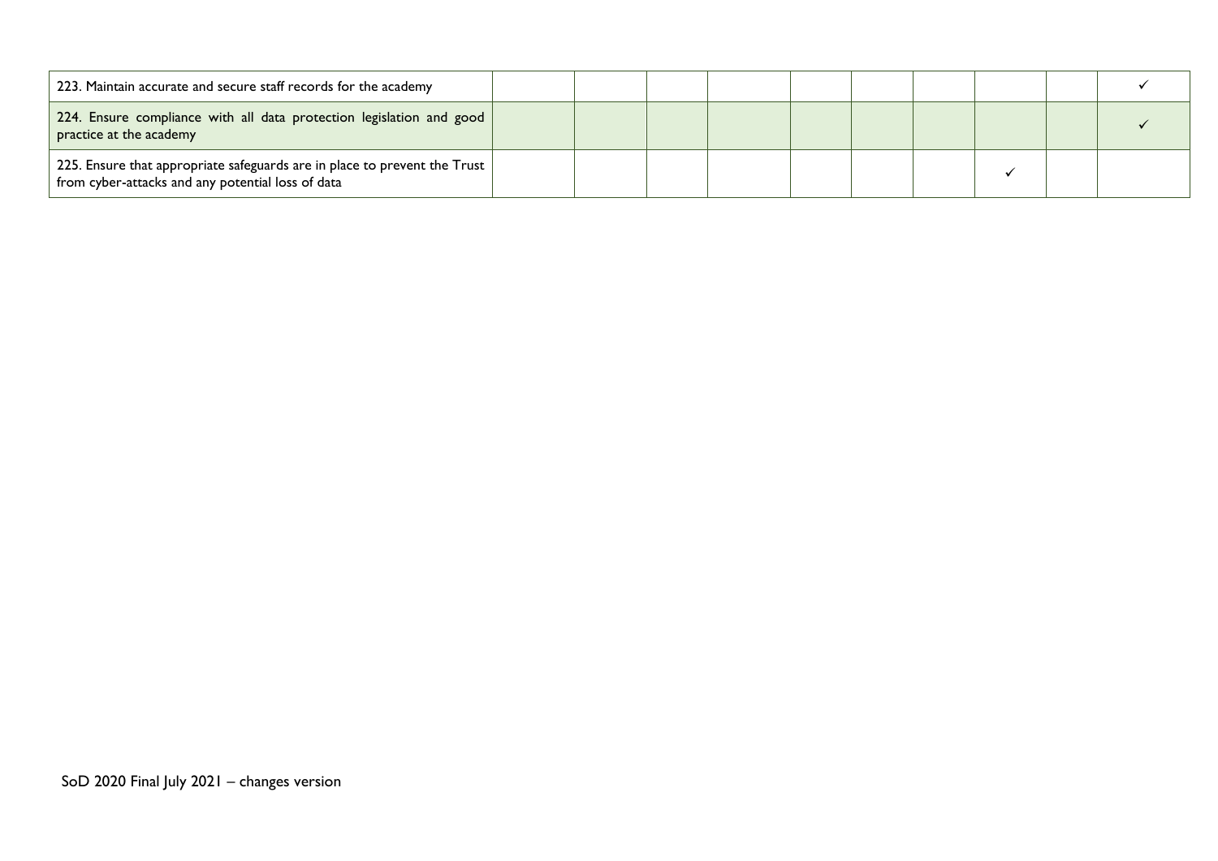| | | | | | | | | | | |
|---|---|---|---|---|---|---|---|---|---|---|
| 223. Maintain accurate and secure staff records for the academy | | | | | | | | | | ✓ |
| 224. Ensure compliance with all data protection legislation and good practice at the academy | | | | | | | | | | ✓ |
| 225. Ensure that appropriate safeguards are in place to prevent the Trust from cyber-attacks and any potential loss of data | | | | | | | | ✓ | | |